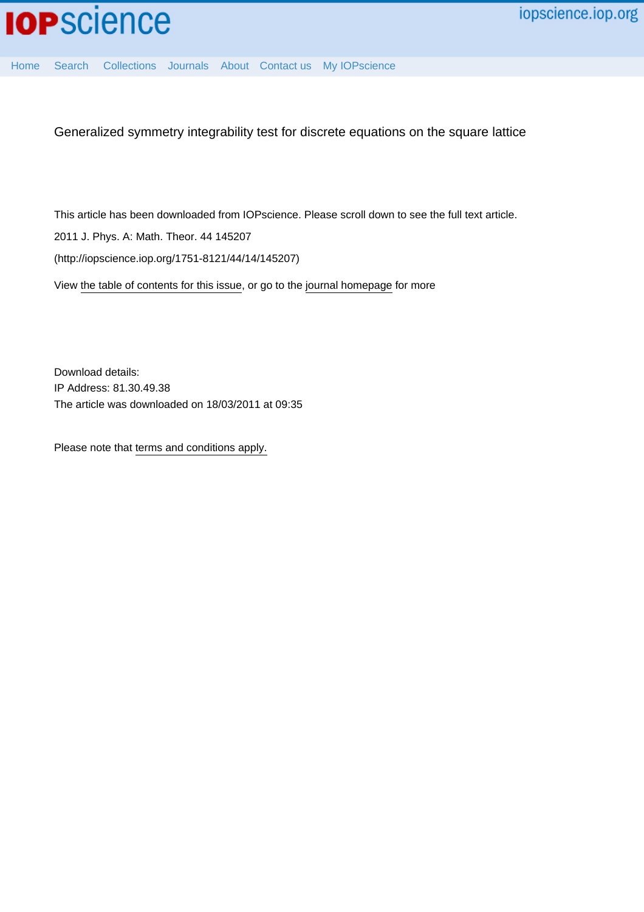Generalized symmetry integrability test for discrete equations on the square lattice

This article has been downloaded from IOPscience. Please scroll down to see the full text article.

2011 J. Phys. A: Math. Theor. 44 145207

(http://iopscience.iop.org/1751-8121/44/14/145207)

View the table of contents for this issue, or go to the journal homepage for more

Download details:
IP Address: 81.30.49.38
The article was downloaded on 18/03/2011 at 09:35

Please note that terms and conditions apply.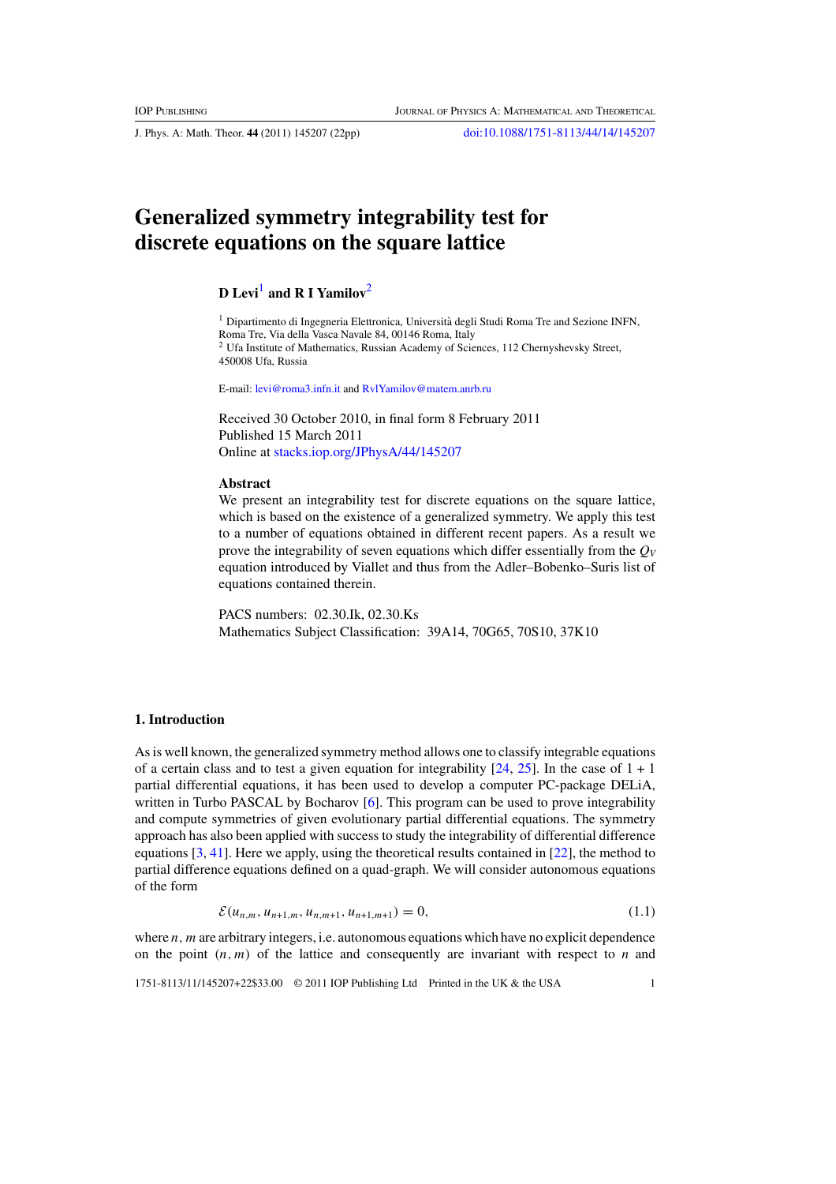# Generalized symmetry integrability test for discrete equations on the square lattice

**D Levi[1] and R I Yamilov[2]**

[1] Dipartimento di Ingegneria Elettronica, Università degli Studi Roma Tre and Sezione INFN, Roma Tre, Via della Vasca Navale 84, 00146 Roma, Italy
[2] Ufa Institute of Mathematics, Russian Academy of Sciences, 112 Chernyshevsky Street, 450008 Ufa, Russia

E-mail: levi@roma3.infn.it and RvlYamilov@matem.anrb.ru

Received 30 October 2010, in final form 8 February 2011
Published 15 March 2011
Online at stacks.iop.org/JPhysA/44/145207

## Abstract

We present an integrability test for discrete equations on the square lattice, which is based on the existence of a generalized symmetry. We apply this test to a number of equations obtained in different recent papers. As a result we prove the integrability of seven equations which differ essentially from the $Q_V$ equation introduced by Viallet and thus from the Adler–Bobenko–Suris list of equations contained therein.

PACS numbers: 02.30.Ik, 02.30.Ks
Mathematics Subject Classification: 39A14, 70G65, 70S10, 37K10

## 1. Introduction

As is well known, the generalized symmetry method allows one to classify integrable equations of a certain class and to test a given equation for integrability [24, 25]. In the case of 1 + 1 partial differential equations, it has been used to develop a computer PC-package DELiA, written in Turbo PASCAL by Bocharov [6]. This program can be used to prove integrability and compute symmetries of given evolutionary partial differential equations. The symmetry approach has also been applied with success to study the integrability of differential difference equations [3, 41]. Here we apply, using the theoretical results contained in [22], the method to partial difference equations defined on a quad-graph. We will consider autonomous equations of the form

$$\mathcal{E}(u_{n,m}, u_{n+1,m}, u_{n,m+1}, u_{n+1,m+1}) = 0, \tag{1.1}$$

where $n, m$ are arbitrary integers, i.e. autonomous equations which have no explicit dependence on the point $(n, m)$ of the lattice and consequently are invariant with respect to $n$ and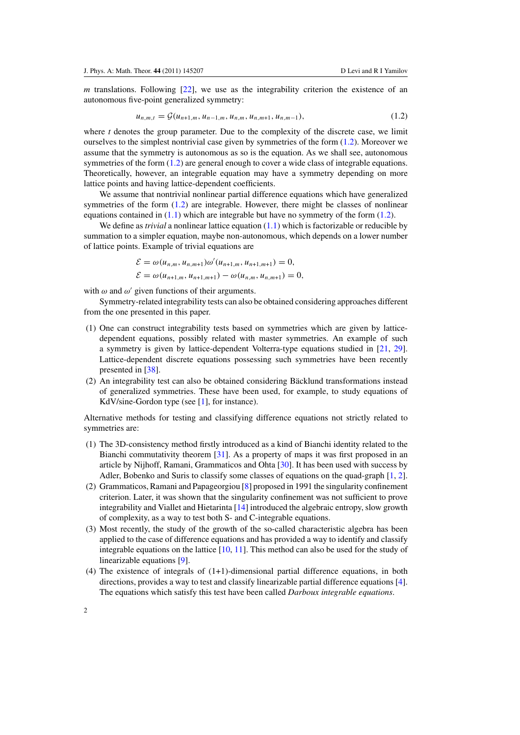$m$ translations. Following [22], we use as the integrability criterion the existence of an autonomous five-point generalized symmetry:

$$u_{n,m,t} = \mathcal{G}(u_{n+1,m}, u_{n-1,m}, u_{n,m}, u_{n,m+1}, u_{n,m-1}), \tag{1.2}$$

where $t$ denotes the group parameter. Due to the complexity of the discrete case, we limit ourselves to the simplest nontrivial case given by symmetries of the form (1.2). Moreover we assume that the symmetry is autonomous as so is the equation. As we shall see, autonomous symmetries of the form (1.2) are general enough to cover a wide class of integrable equations. Theoretically, however, an integrable equation may have a symmetry depending on more lattice points and having lattice-dependent coefficients.

We assume that nontrivial nonlinear partial difference equations which have generalized symmetries of the form (1.2) are integrable. However, there might be classes of nonlinear equations contained in (1.1) which are integrable but have no symmetry of the form (1.2).

We define as *trivial* a nonlinear lattice equation (1.1) which is factorizable or reducible by summation to a simpler equation, maybe non-autonomous, which depends on a lower number of lattice points. Example of trivial equations are

$$\mathcal{E} = \omega(u_{n,m}, u_{n,m+1})\omega'(u_{n+1,m}, u_{n+1,m+1}) = 0,$$
$$\mathcal{E} = \omega(u_{n+1,m}, u_{n+1,m+1}) - \omega(u_{n,m}, u_{n,m+1}) = 0,$$

with $\omega$ and $\omega'$ given functions of their arguments.

Symmetry-related integrability tests can also be obtained considering approaches different from the one presented in this paper.

(1) One can construct integrability tests based on symmetries which are given by lattice-dependent equations, possibly related with master symmetries. An example of such a symmetry is given by lattice-dependent Volterra-type equations studied in [21, 29]. Lattice-dependent discrete equations possessing such symmetries have been recently presented in [38].

(2) An integrability test can also be obtained considering Bäcklund transformations instead of generalized symmetries. These have been used, for example, to study equations of KdV/sine-Gordon type (see [1], for instance).

Alternative methods for testing and classifying difference equations not strictly related to symmetries are:

(1) The 3D-consistency method firstly introduced as a kind of Bianchi identity related to the Bianchi commutativity theorem [31]. As a property of maps it was first proposed in an article by Nijhoff, Ramani, Grammaticos and Ohta [30]. It has been used with success by Adler, Bobenko and Suris to classify some classes of equations on the quad-graph [1, 2].

(2) Grammaticos, Ramani and Papageorgiou [8] proposed in 1991 the singularity confinement criterion. Later, it was shown that the singularity confinement was not sufficient to prove integrability and Viallet and Hietarinta [14] introduced the algebraic entropy, slow growth of complexity, as a way to test both S- and C-integrable equations.

(3) Most recently, the study of the growth of the so-called characteristic algebra has been applied to the case of difference equations and has provided a way to identify and classify integrable equations on the lattice [10, 11]. This method can also be used for the study of linearizable equations [9].

(4) The existence of integrals of (1+1)-dimensional partial difference equations, in both directions, provides a way to test and classify linearizable partial difference equations [4]. The equations which satisfy this test have been called *Darboux integrable equations*.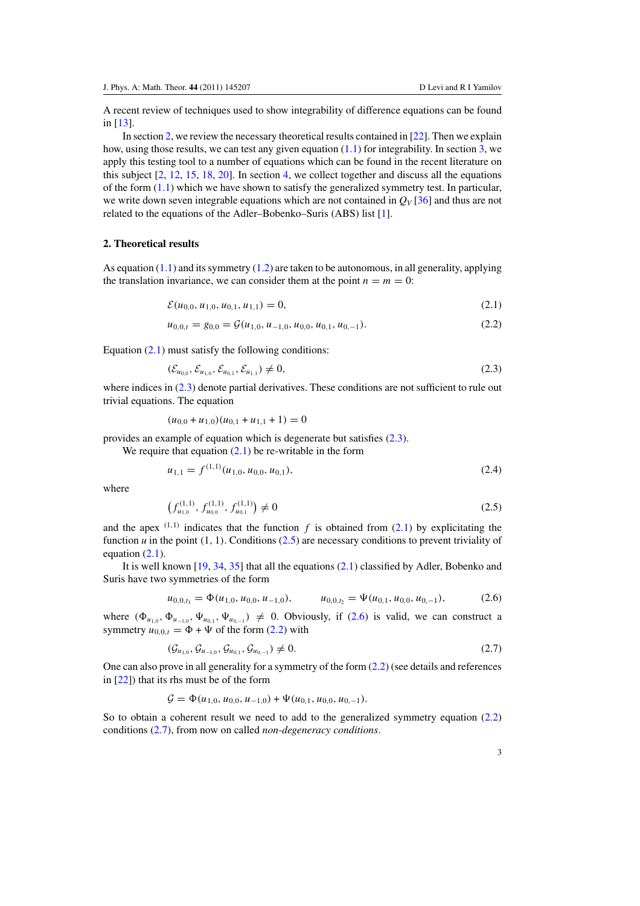A recent review of techniques used to show integrability of difference equations can be found in [13].

In section 2, we review the necessary theoretical results contained in [22]. Then we explain how, using those results, we can test any given equation (1.1) for integrability. In section 3, we apply this testing tool to a number of equations which can be found in the recent literature on this subject [2, 12, 15, 18, 20]. In section 4, we collect together and discuss all the equations of the form (1.1) which we have shown to satisfy the generalized symmetry test. In particular, we write down seven integrable equations which are not contained in $Q_V$ [36] and thus are not related to the equations of the Adler–Bobenko–Suris (ABS) list [1].

## 2. Theoretical results

As equation (1.1) and its symmetry (1.2) are taken to be autonomous, in all generality, applying the translation invariance, we can consider them at the point $n = m = 0$:

$$\mathcal{E}(u_{0,0}, u_{1,0}, u_{0,1}, u_{1,1}) = 0, \tag{2.1}$$

$$u_{0,0,t} = g_{0,0} = \mathcal{G}(u_{1,0}, u_{-1,0}, u_{0,0}, u_{0,1}, u_{0,-1}). \tag{2.2}$$

Equation (2.1) must satisfy the following conditions:

$$(\mathcal{E}_{u_{0,0}}, \mathcal{E}_{u_{1,0}}, \mathcal{E}_{u_{0,1}}, \mathcal{E}_{u_{1,1}}) \neq 0, \tag{2.3}$$

where indices in (2.3) denote partial derivatives. These conditions are not sufficient to rule out trivial equations. The equation

$$(u_{0,0} + u_{1,0})(u_{0,1} + u_{1,1} + 1) = 0$$

provides an example of equation which is degenerate but satisfies (2.3).

We require that equation (2.1) be re-writable in the form

$$u_{1,1} = f^{(1,1)}(u_{1,0}, u_{0,0}, u_{0,1}), \tag{2.4}$$

where

$$\left(f^{(1,1)}_{u_{1,0}}, f^{(1,1)}_{u_{0,0}}, f^{(1,1)}_{u_{0,1}}\right) \neq 0 \tag{2.5}$$

and the apex $^{(1,1)}$ indicates that the function $f$ is obtained from (2.1) by explicitating the function $u$ in the point $(1, 1)$. Conditions (2.5) are necessary conditions to prevent triviality of equation (2.1).

It is well known [19, 34, 35] that all the equations (2.1) classified by Adler, Bobenko and Suris have two symmetries of the form

$$u_{0,0,t_1} = \Phi(u_{1,0}, u_{0,0}, u_{-1,0}), \qquad u_{0,0,t_2} = \Psi(u_{0,1}, u_{0,0}, u_{0,-1}), \tag{2.6}$$

where $(\Phi_{u_{1,0}}, \Phi_{u_{-1,0}}, \Psi_{u_{0,1}}, \Psi_{u_{0,-1}}) \neq 0$. Obviously, if (2.6) is valid, we can construct a symmetry $u_{0,0,t} = \Phi + \Psi$ of the form (2.2) with

$$(\mathcal{G}_{u_{1,0}}, \mathcal{G}_{u_{-1,0}}, \mathcal{G}_{u_{0,1}}, \mathcal{G}_{u_{0,-1}}) \neq 0. \tag{2.7}$$

One can also prove in all generality for a symmetry of the form (2.2) (see details and references in [22]) that its rhs must be of the form

$$\mathcal{G} = \Phi(u_{1,0}, u_{0,0}, u_{-1,0}) + \Psi(u_{0,1}, u_{0,0}, u_{0,-1}).$$

So to obtain a coherent result we need to add to the generalized symmetry equation (2.2) conditions (2.7), from now on called *non-degeneracy conditions*.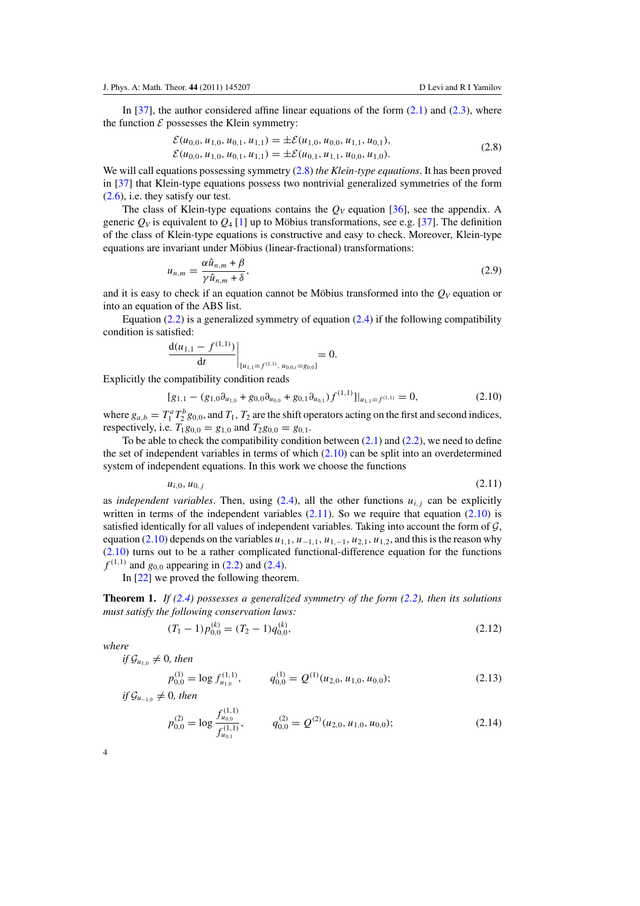In [37], the author considered affine linear equations of the form (2.1) and (2.3), where the function $\mathcal{E}$ possesses the Klein symmetry:

$$
\begin{aligned}
\mathcal{E}(u_{0,0}, u_{1,0}, u_{0,1}, u_{1,1}) &= \pm\mathcal{E}(u_{1,0}, u_{0,0}, u_{1,1}, u_{0,1}),\\
\mathcal{E}(u_{0,0}, u_{1,0}, u_{0,1}, u_{1,1}) &= \pm\mathcal{E}(u_{0,1}, u_{1,1}, u_{0,0}, u_{1,0}).
\end{aligned}
\tag{2.8}
$$

We will call equations possessing symmetry (2.8) *the Klein-type equations*. It has been proved in [37] that Klein-type equations possess two nontrivial generalized symmetries of the form (2.6), i.e. they satisfy our test.

The class of Klein-type equations contains the $Q_V$ equation [36], see the appendix. A generic $Q_V$ is equivalent to $Q_4$ [1] up to Möbius transformations, see e.g. [37]. The definition of the class of Klein-type equations is constructive and easy to check. Moreover, Klein-type equations are invariant under Möbius (linear-fractional) transformations:

$$
u_{n,m} = \frac{\alpha\hat{u}_{n,m} + \beta}{\gamma\hat{u}_{n,m} + \delta},
\tag{2.9}
$$

and it is easy to check if an equation cannot be Möbius transformed into the $Q_V$ equation or into an equation of the ABS list.

Equation (2.2) is a generalized symmetry of equation (2.4) if the following compatibility condition is satisfied:

$$
\left.\frac{\mathrm{d}(u_{1,1} - f^{(1,1)})}{\mathrm{d}t}\right|_{[u_{1,1}=f^{(1,1)},\ u_{0,0,t}=g_{0,0}]} = 0.
$$

Explicitly the compatibility condition reads

$$
[g_{1,1} - (g_{1,0}\partial_{u_{1,0}} + g_{0,0}\partial_{u_{0,0}} + g_{0,1}\partial_{u_{0,1}})f^{(1,1)}]|_{u_{1,1}=f^{(1,1)}} = 0,
\tag{2.10}
$$

where $g_{a,b} = T_1^a T_2^b g_{0,0}$, and $T_1$, $T_2$ are the shift operators acting on the first and second indices, respectively, i.e. $T_1 g_{0,0} = g_{1,0}$ and $T_2 g_{0,0} = g_{0,1}$.

To be able to check the compatibility condition between (2.1) and (2.2), we need to define the set of independent variables in terms of which (2.10) can be split into an overdetermined system of independent equations. In this work we choose the functions

$$
u_{i,0},\ u_{0,j}
\tag{2.11}
$$

as *independent variables*. Then, using (2.4), all the other functions $u_{i,j}$ can be explicitly written in terms of the independent variables (2.11). So we require that equation (2.10) is satisfied identically for all values of independent variables. Taking into account the form of $\mathcal{G}$, equation (2.10) depends on the variables $u_{1,1}, u_{-1,1}, u_{1,-1}, u_{2,1}, u_{1,2}$, and this is the reason why (2.10) turns out to be a rather complicated functional-difference equation for the functions $f^{(1,1)}$ and $g_{0,0}$ appearing in (2.2) and (2.4).

In [22] we proved the following theorem.

**Theorem 1.** *If (2.4) possesses a generalized symmetry of the form (2.2), then its solutions must satisfy the following conservation laws:*

$$
(T_1 - 1)p_{0,0}^{(k)} = (T_2 - 1)q_{0,0}^{(k)},
\tag{2.12}
$$

*where*

*if* $\mathcal{G}_{u_{1,0}} \neq 0$, *then*

$$
p_{0,0}^{(1)} = \log f_{u_{1,0}}^{(1,1)}, \qquad q_{0,0}^{(1)} = Q^{(1)}(u_{2,0}, u_{1,0}, u_{0,0});
\tag{2.13}
$$

*if* $\mathcal{G}_{u_{-1,0}} \neq 0$, *then*

$$
p_{0,0}^{(2)} = \log \frac{f_{u_{0,0}}^{(1,1)}}{f_{u_{0,1}}^{(1,1)}}, \qquad q_{0,0}^{(2)} = Q^{(2)}(u_{2,0}, u_{1,0}, u_{0,0});
\tag{2.14}
$$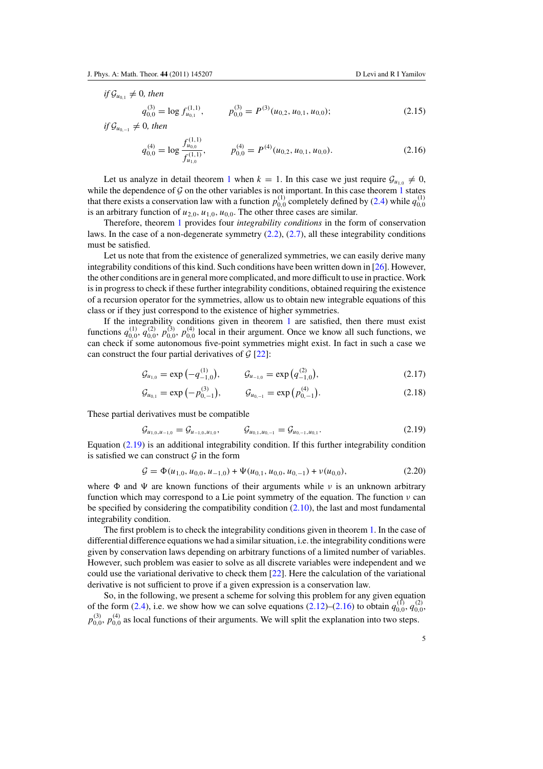*if* $\mathcal{G}_{u_{0,1}} \neq 0$, *then*

$$q^{(3)}_{0,0} = \log f^{(1,1)}_{u_{0,1}}, \qquad p^{(3)}_{0,0} = P^{(3)}(u_{0,2}, u_{0,1}, u_{0,0}); \tag{2.15}$$

*if* $\mathcal{G}_{u_{0,-1}} \neq 0$, *then*

$$q^{(4)}_{0,0} = \log \frac{f^{(1,1)}_{u_{0,0}}}{f^{(1,1)}_{u_{1,0}}}, \qquad p^{(4)}_{0,0} = P^{(4)}(u_{0,2}, u_{0,1}, u_{0,0}). \tag{2.16}$$

Let us analyze in detail theorem 1 when $k = 1$. In this case we just require $\mathcal{G}_{u_{1,0}} \neq 0$, while the dependence of $\mathcal{G}$ on the other variables is not important. In this case theorem 1 states that there exists a conservation law with a function $p^{(1)}_{0,0}$ completely defined by (2.4) while $q^{(1)}_{0,0}$ is an arbitrary function of $u_{2,0}, u_{1,0}, u_{0,0}$. The other three cases are similar.

Therefore, theorem 1 provides four *integrability conditions* in the form of conservation laws. In the case of a non-degenerate symmetry (2.2), (2.7), all these integrability conditions must be satisfied.

Let us note that from the existence of generalized symmetries, we can easily derive many integrability conditions of this kind. Such conditions have been written down in [26]. However, the other conditions are in general more complicated, and more difficult to use in practice. Work is in progress to check if these further integrability conditions, obtained requiring the existence of a recursion operator for the symmetries, allow us to obtain new integrable equations of this class or if they just correspond to the existence of higher symmetries.

If the integrability conditions given in theorem 1 are satisfied, then there must exist functions $q^{(1)}_{0,0}$, $q^{(2)}_{0,0}$, $p^{(3)}_{0,0}$, $p^{(4)}_{0,0}$ local in their argument. Once we know all such functions, we can check if some autonomous five-point symmetries might exist. In fact in such a case we can construct the four partial derivatives of $\mathcal{G}$ [22]:

$$\mathcal{G}_{u_{1,0}} = \exp\left(-q^{(1)}_{-1,0}\right), \qquad \mathcal{G}_{u_{-1,0}} = \exp\left(q^{(2)}_{-1,0}\right), \tag{2.17}$$

$$\mathcal{G}_{u_{0,1}} = \exp\left(-p^{(3)}_{0,-1}\right), \qquad \mathcal{G}_{u_{0,-1}} = \exp\left(p^{(4)}_{0,-1}\right). \tag{2.18}$$

These partial derivatives must be compatible

$$\mathcal{G}_{u_{1,0},u_{-1,0}} = \mathcal{G}_{u_{-1,0},u_{1,0}}, \qquad \mathcal{G}_{u_{0,1},u_{0,-1}} = \mathcal{G}_{u_{0,-1},u_{0,1}}. \tag{2.19}$$

Equation (2.19) is an additional integrability condition. If this further integrability condition is satisfied we can construct $\mathcal{G}$ in the form

$$\mathcal{G} = \Phi(u_{1,0}, u_{0,0}, u_{-1,0}) + \Psi(u_{0,1}, u_{0,0}, u_{0,-1}) + \nu(u_{0,0}), \tag{2.20}$$

where $\Phi$ and $\Psi$ are known functions of their arguments while $\nu$ is an unknown arbitrary function which may correspond to a Lie point symmetry of the equation. The function $\nu$ can be specified by considering the compatibility condition (2.10), the last and most fundamental integrability condition.

The first problem is to check the integrability conditions given in theorem 1. In the case of differential difference equations we had a similar situation, i.e. the integrability conditions were given by conservation laws depending on arbitrary functions of a limited number of variables. However, such problem was easier to solve as all discrete variables were independent and we could use the variational derivative to check them [22]. Here the calculation of the variational derivative is not sufficient to prove if a given expression is a conservation law.

So, in the following, we present a scheme for solving this problem for any given equation of the form (2.4), i.e. we show how we can solve equations (2.12)–(2.16) to obtain $q^{(1)}_{0,0}$, $q^{(2)}_{0,0}$, $p^{(3)}_{0,0}$, $p^{(4)}_{0,0}$ as local functions of their arguments. We will split the explanation into two steps.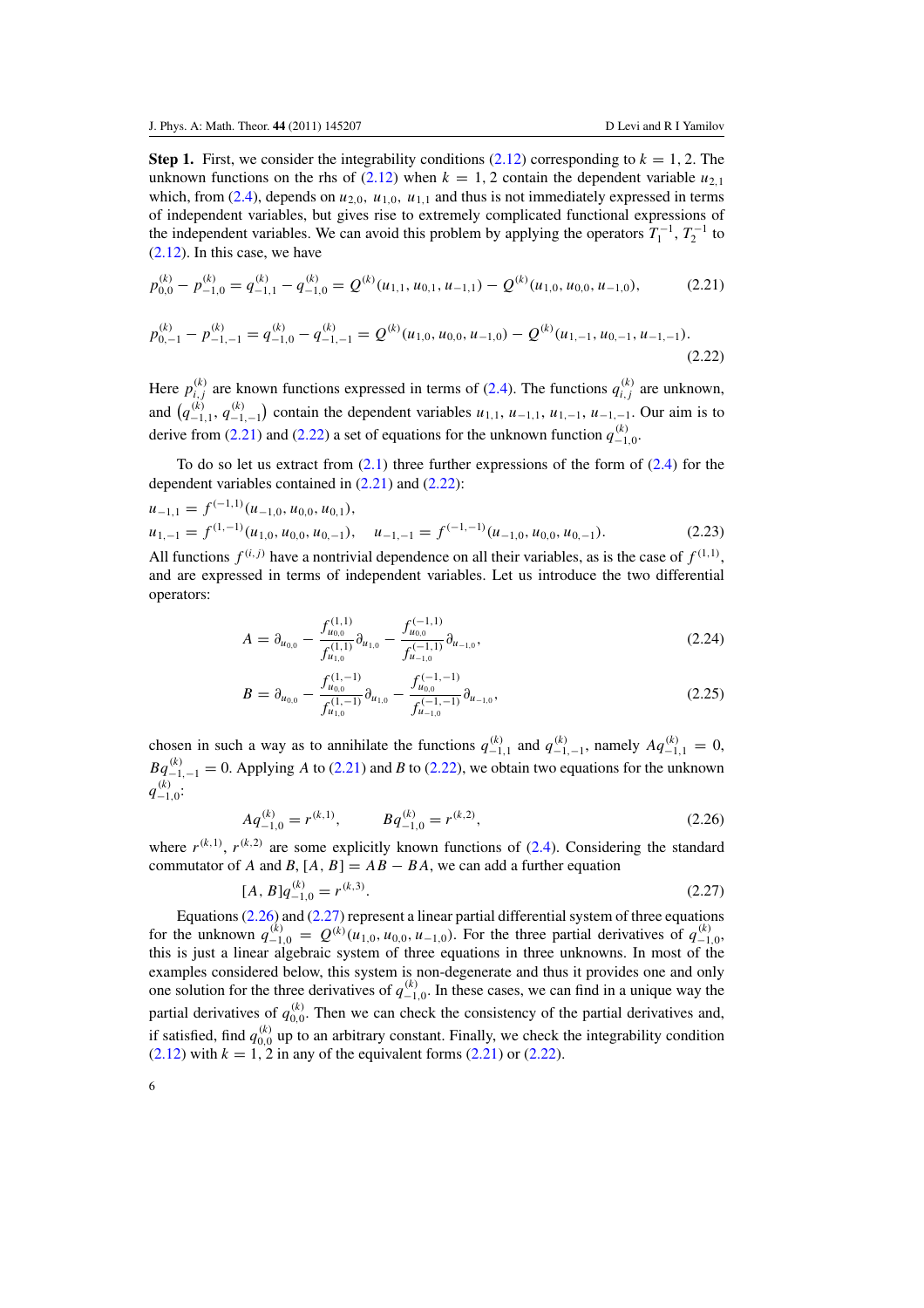**Step 1.** First, we consider the integrability conditions (2.12) corresponding to $k = 1, 2$. The unknown functions on the rhs of (2.12) when $k = 1, 2$ contain the dependent variable $u_{2,1}$ which, from (2.4), depends on $u_{2,0}$, $u_{1,0}$, $u_{1,1}$ and thus is not immediately expressed in terms of independent variables, but gives rise to extremely complicated functional expressions of the independent variables. We can avoid this problem by applying the operators $T_1^{-1}$, $T_2^{-1}$ to (2.12). In this case, we have

$$p_{0,0}^{(k)} - p_{-1,0}^{(k)} = q_{-1,1}^{(k)} - q_{-1,0}^{(k)} = Q^{(k)}(u_{1,1}, u_{0,1}, u_{-1,1}) - Q^{(k)}(u_{1,0}, u_{0,0}, u_{-1,0}), \tag{2.21}$$

$$p_{0,-1}^{(k)} - p_{-1,-1}^{(k)} = q_{-1,0}^{(k)} - q_{-1,-1}^{(k)} = Q^{(k)}(u_{1,0}, u_{0,0}, u_{-1,0}) - Q^{(k)}(u_{1,-1}, u_{0,-1}, u_{-1,-1}). \tag{2.22}$$

Here $p_{i,j}^{(k)}$ are known functions expressed in terms of (2.4). The functions $q_{i,j}^{(k)}$ are unknown, and $\left(q_{-1,1}^{(k)}, q_{-1,-1}^{(k)}\right)$ contain the dependent variables $u_{1,1}$, $u_{-1,1}$, $u_{1,-1}$, $u_{-1,-1}$. Our aim is to derive from (2.21) and (2.22) a set of equations for the unknown function $q_{-1,0}^{(k)}$.

To do so let us extract from (2.1) three further expressions of the form of (2.4) for the dependent variables contained in (2.21) and (2.22):

$$u_{-1,1} = f^{(-1,1)}(u_{-1,0}, u_{0,0}, u_{0,1}),$$
$$u_{1,-1} = f^{(1,-1)}(u_{1,0}, u_{0,0}, u_{0,-1}), \quad u_{-1,-1} = f^{(-1,-1)}(u_{-1,0}, u_{0,0}, u_{0,-1}). \tag{2.23}$$

All functions $f^{(i,j)}$ have a nontrivial dependence on all their variables, as is the case of $f^{(1,1)}$, and are expressed in terms of independent variables. Let us introduce the two differential operators:

$$A = \partial_{u_{0,0}} - \frac{f_{u_{0,0}}^{(1,1)}}{f_{u_{1,0}}^{(1,1)}} \partial_{u_{1,0}} - \frac{f_{u_{0,0}}^{(-1,1)}}{f_{u_{-1,0}}^{(-1,1)}} \partial_{u_{-1,0}}, \tag{2.24}$$

$$B = \partial_{u_{0,0}} - \frac{f_{u_{0,0}}^{(1,-1)}}{f_{u_{1,0}}^{(1,-1)}} \partial_{u_{1,0}} - \frac{f_{u_{0,0}}^{(-1,-1)}}{f_{u_{-1,0}}^{(-1,-1)}} \partial_{u_{-1,0}}, \tag{2.25}$$

chosen in such a way as to annihilate the functions $q_{-1,1}^{(k)}$ and $q_{-1,-1}^{(k)}$, namely $Aq_{-1,1}^{(k)} = 0$, $Bq_{-1,-1}^{(k)} = 0$. Applying $A$ to (2.21) and $B$ to (2.22), we obtain two equations for the unknown $q_{-1,0}^{(k)}$:

$$Aq_{-1,0}^{(k)} = r^{(k,1)}, \qquad Bq_{-1,0}^{(k)} = r^{(k,2)}, \tag{2.26}$$

where $r^{(k,1)}$, $r^{(k,2)}$ are some explicitly known functions of (2.4). Considering the standard commutator of $A$ and $B$, $[A, B] = AB - BA$, we can add a further equation

$$[A, B]q_{-1,0}^{(k)} = r^{(k,3)}. \tag{2.27}$$

Equations (2.26) and (2.27) represent a linear partial differential system of three equations for the unknown $q_{-1,0}^{(k)} = Q^{(k)}(u_{1,0}, u_{0,0}, u_{-1,0})$. For the three partial derivatives of $q_{-1,0}^{(k)}$, this is just a linear algebraic system of three equations in three unknowns. In most of the examples considered below, this system is non-degenerate and thus it provides one and only one solution for the three derivatives of $q_{-1,0}^{(k)}$. In these cases, we can find in a unique way the partial derivatives of $q_{0,0}^{(k)}$. Then we can check the consistency of the partial derivatives and, if satisfied, find $q_{0,0}^{(k)}$ up to an arbitrary constant. Finally, we check the integrability condition (2.12) with $k = 1, 2$ in any of the equivalent forms (2.21) or (2.22).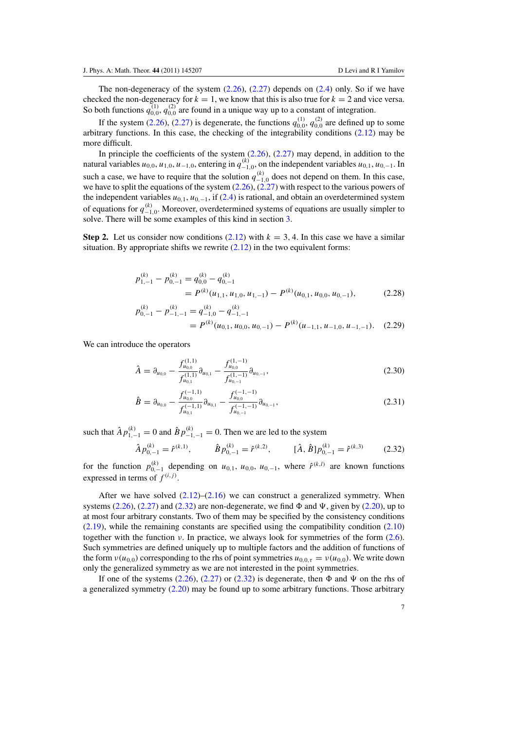The non-degeneracy of the system (2.26), (2.27) depends on (2.4) only. So if we have checked the non-degeneracy for $k = 1$, we know that this is also true for $k = 2$ and vice versa. So both functions $q_{0,0}^{(1)}, q_{0,0}^{(2)}$ are found in a unique way up to a constant of integration.

If the system (2.26), (2.27) is degenerate, the functions $q_{0,0}^{(1)}, q_{0,0}^{(2)}$ are defined up to some arbitrary functions. In this case, the checking of the integrability conditions (2.12) may be more difficult.

In principle the coefficients of the system (2.26), (2.27) may depend, in addition to the natural variables $u_{0,0}, u_{1,0}, u_{-1,0}$, entering in $q_{-1,0}^{(k)}$, on the independent variables $u_{0,1}, u_{0,-1}$. In such a case, we have to require that the solution $q_{-1,0}^{(k)}$ does not depend on them. In this case, we have to split the equations of the system (2.26), (2.27) with respect to the various powers of the independent variables $u_{0,1}, u_{0,-1}$, if (2.4) is rational, and obtain an overdetermined system of equations for $q_{-1,0}^{(k)}$. Moreover, overdetermined systems of equations are usually simpler to solve. There will be some examples of this kind in section 3.

**Step 2.** Let us consider now conditions (2.12) with $k = 3, 4$. In this case we have a similar situation. By appropriate shifts we rewrite (2.12) in the two equivalent forms:

$$p_{1,-1}^{(k)} - p_{0,-1}^{(k)} = q_{0,0}^{(k)} - q_{0,-1}^{(k)} = P^{(k)}(u_{1,1}, u_{1,0}, u_{1,-1}) - P^{(k)}(u_{0,1}, u_{0,0}, u_{0,-1}), \tag{2.28}$$

$$p_{0,-1}^{(k)} - p_{-1,-1}^{(k)} = q_{-1,0}^{(k)} - q_{-1,-1}^{(k)} = P^{(k)}(u_{0,1}, u_{0,0}, u_{0,-1}) - P^{(k)}(u_{-1,1}, u_{-1,0}, u_{-1,-1}). \tag{2.29}$$

We can introduce the operators

$$\hat{A} = \partial_{u_{0,0}} - \frac{f_{u_{0,0}}^{(1,1)}}{f_{u_{0,1}}^{(1,1)}}\partial_{u_{0,1}} - \frac{f_{u_{0,0}}^{(1,-1)}}{f_{u_{0,-1}}^{(1,-1)}}\partial_{u_{0,-1}}, \tag{2.30}$$

$$\hat{B} = \partial_{u_{0,0}} - \frac{f_{u_{0,0}}^{(-1,1)}}{f_{u_{0,1}}^{(-1,1)}}\partial_{u_{0,1}} - \frac{f_{u_{0,0}}^{(-1,-1)}}{f_{u_{0,-1}}^{(-1,-1)}}\partial_{u_{0,-1}}, \tag{2.31}$$

such that $\hat{A}p_{1,-1}^{(k)} = 0$ and $\hat{B}p_{-1,-1}^{(k)} = 0$. Then we are led to the system

$$\hat{A}p_{0,-1}^{(k)} = \hat{r}^{(k,1)}, \qquad \hat{B}p_{0,-1}^{(k)} = \hat{r}^{(k,2)}, \qquad [\hat{A}, \hat{B}]p_{0,-1}^{(k)} = \hat{r}^{(k,3)} \tag{2.32}$$

for the function $p_{0,-1}^{(k)}$ depending on $u_{0,1}, u_{0,0}, u_{0,-1}$, where $\hat{r}^{(k,l)}$ are known functions expressed in terms of $f^{(i,j)}$.

After we have solved (2.12)–(2.16) we can construct a generalized symmetry. When systems (2.26), (2.27) and (2.32) are non-degenerate, we find $\Phi$ and $\Psi$, given by (2.20), up to at most four arbitrary constants. Two of them may be specified by the consistency conditions (2.19), while the remaining constants are specified using the compatibility condition (2.10) together with the function $\nu$. In practice, we always look for symmetries of the form (2.6). Such symmetries are defined uniquely up to multiple factors and the addition of functions of the form $\nu(u_{0,0})$ corresponding to the rhs of point symmetries $u_{0,0,\tau} = \nu(u_{0,0})$. We write down only the generalized symmetry as we are not interested in the point symmetries.

If one of the systems (2.26), (2.27) or (2.32) is degenerate, then $\Phi$ and $\Psi$ on the rhs of a generalized symmetry (2.20) may be found up to some arbitrary functions. Those arbitrary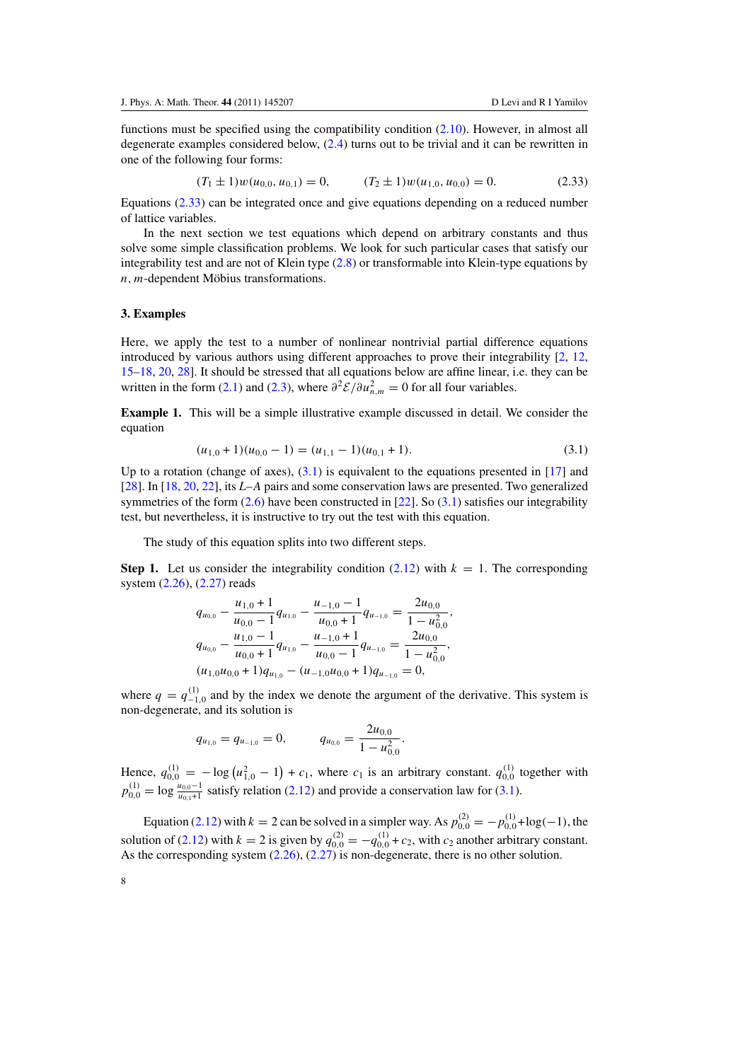functions must be specified using the compatibility condition (2.10). However, in almost all degenerate examples considered below, (2.4) turns out to be trivial and it can be rewritten in one of the following four forms:

$$(T_1 \pm 1)w(u_{0,0}, u_{0,1}) = 0, \qquad (T_2 \pm 1)w(u_{1,0}, u_{0,0}) = 0. \tag{2.33}$$

Equations (2.33) can be integrated once and give equations depending on a reduced number of lattice variables.

In the next section we test equations which depend on arbitrary constants and thus solve some simple classification problems. We look for such particular cases that satisfy our integrability test and are not of Klein type (2.8) or transformable into Klein-type equations by $n, m$-dependent Möbius transformations.

## 3. Examples

Here, we apply the test to a number of nonlinear nontrivial partial difference equations introduced by various authors using different approaches to prove their integrability [2, 12, 15–18, 20, 28]. It should be stressed that all equations below are affine linear, i.e. they can be written in the form (2.1) and (2.3), where $\partial^2 \mathcal{E}/\partial u_{n,m}^2 = 0$ for all four variables.

**Example 1.** This will be a simple illustrative example discussed in detail. We consider the equation

$$(u_{1,0} + 1)(u_{0,0} - 1) = (u_{1,1} - 1)(u_{0,1} + 1). \tag{3.1}$$

Up to a rotation (change of axes), (3.1) is equivalent to the equations presented in [17] and [28]. In [18, 20, 22], its *L–A* pairs and some conservation laws are presented. Two generalized symmetries of the form (2.6) have been constructed in [22]. So (3.1) satisfies our integrability test, but nevertheless, it is instructive to try out the test with this equation.

The study of this equation splits into two different steps.

**Step 1.** Let us consider the integrability condition (2.12) with $k = 1$. The corresponding system (2.26), (2.27) reads

$$\begin{aligned}
&q_{u_{0,0}} - \frac{u_{1,0}+1}{u_{0,0}-1} q_{u_{1,0}} - \frac{u_{-1,0}-1}{u_{0,0}+1} q_{u_{-1,0}} = \frac{2u_{0,0}}{1-u_{0,0}^2},\\
&q_{u_{0,0}} - \frac{u_{1,0}-1}{u_{0,0}+1} q_{u_{1,0}} - \frac{u_{-1,0}+1}{u_{0,0}-1} q_{u_{-1,0}} = \frac{2u_{0,0}}{1-u_{0,0}^2},\\
&(u_{1,0}u_{0,0}+1) q_{u_{1,0}} - (u_{-1,0}u_{0,0}+1) q_{u_{-1,0}} = 0,
\end{aligned}$$

where $q = q_{-1,0}^{(1)}$ and by the index we denote the argument of the derivative. This system is non-degenerate, and its solution is

$$q_{u_{1,0}} = q_{u_{-1,0}} = 0, \qquad q_{u_{0,0}} = \frac{2u_{0,0}}{1-u_{0,0}^2}.$$

Hence, $q_{0,0}^{(1)} = -\log\left(u_{1,0}^2 - 1\right) + c_1$, where $c_1$ is an arbitrary constant. $q_{0,0}^{(1)}$ together with $p_{0,0}^{(1)} = \log \frac{u_{0,0}-1}{u_{0,1}+1}$ satisfy relation (2.12) and provide a conservation law for (3.1).

Equation (2.12) with $k = 2$ can be solved in a simpler way. As $p_{0,0}^{(2)} = -p_{0,0}^{(1)} + \log(-1)$, the solution of (2.12) with $k = 2$ is given by $q_{0,0}^{(2)} = -q_{0,0}^{(1)} + c_2$, with $c_2$ another arbitrary constant. As the corresponding system (2.26), (2.27) is non-degenerate, there is no other solution.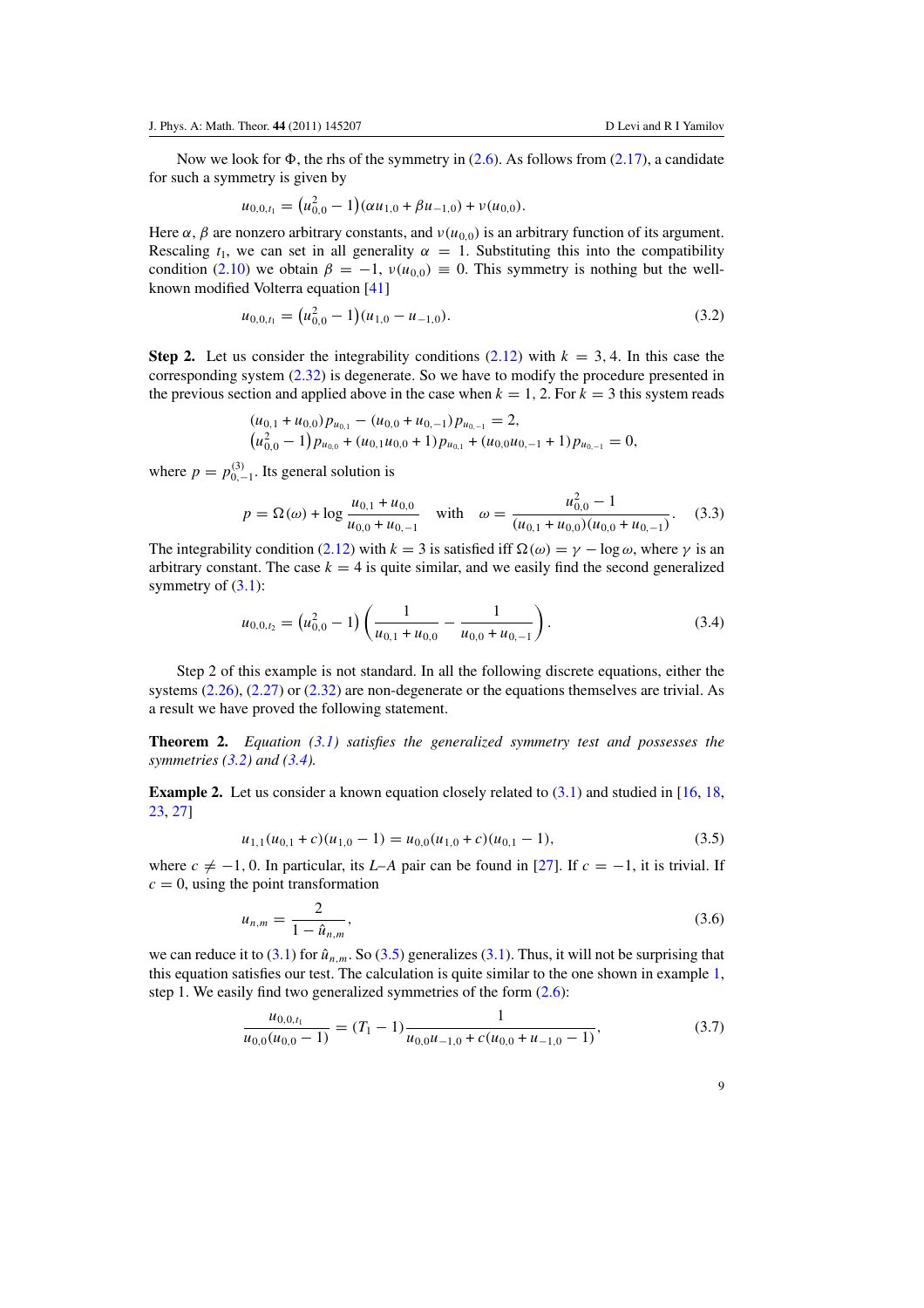Now we look for $\Phi$, the rhs of the symmetry in (2.6). As follows from (2.17), a candidate for such a symmetry is given by

$$u_{0,0,t_1} = \left(u_{0,0}^2 - 1\right)(\alpha u_{1,0} + \beta u_{-1,0}) + \nu(u_{0,0}).$$

Here $\alpha$, $\beta$ are nonzero arbitrary constants, and $\nu(u_{0,0})$ is an arbitrary function of its argument. Rescaling $t_1$, we can set in all generality $\alpha = 1$. Substituting this into the compatibility condition (2.10) we obtain $\beta = -1$, $\nu(u_{0,0}) \equiv 0$. This symmetry is nothing but the well-known modified Volterra equation [41]

$$u_{0,0,t_1} = \left(u_{0,0}^2 - 1\right)(u_{1,0} - u_{-1,0}). \tag{3.2}$$

**Step 2.** Let us consider the integrability conditions (2.12) with $k = 3, 4$. In this case the corresponding system (2.32) is degenerate. So we have to modify the procedure presented in the previous section and applied above in the case when $k = 1, 2$. For $k = 3$ this system reads

$$\begin{aligned}
&(u_{0,1} + u_{0,0})p_{u_{0,1}} - (u_{0,0} + u_{0,-1})p_{u_{0,-1}} = 2, \\
&\left(u_{0,0}^2 - 1\right)p_{u_{0,0}} + (u_{0,1}u_{0,0} + 1)p_{u_{0,1}} + (u_{0,0}u_{0,-1} + 1)p_{u_{0,-1}} = 0,
\end{aligned}$$

where $p = p_{0,-1}^{(3)}$. Its general solution is

$$p = \Omega(\omega) + \log \frac{u_{0,1} + u_{0,0}}{u_{0,0} + u_{0,-1}} \quad \text{with} \quad \omega = \frac{u_{0,0}^2 - 1}{(u_{0,1} + u_{0,0})(u_{0,0} + u_{0,-1})}. \tag{3.3}$$

The integrability condition (2.12) with $k = 3$ is satisfied iff $\Omega(\omega) = \gamma - \log \omega$, where $\gamma$ is an arbitrary constant. The case $k = 4$ is quite similar, and we easily find the second generalized symmetry of (3.1):

$$u_{0,0,t_2} = \left(u_{0,0}^2 - 1\right)\left(\frac{1}{u_{0,1} + u_{0,0}} - \frac{1}{u_{0,0} + u_{0,-1}}\right). \tag{3.4}$$

Step 2 of this example is not standard. In all the following discrete equations, either the systems (2.26), (2.27) or (2.32) are non-degenerate or the equations themselves are trivial. As a result we have proved the following statement.

**Theorem 2.** *Equation (3.1) satisfies the generalized symmetry test and possesses the symmetries (3.2) and (3.4).*

**Example 2.** Let us consider a known equation closely related to (3.1) and studied in [16, 18, 23, 27]

$$u_{1,1}(u_{0,1} + c)(u_{1,0} - 1) = u_{0,0}(u_{1,0} + c)(u_{0,1} - 1), \tag{3.5}$$

where $c \neq -1, 0$. In particular, its $L$–$A$ pair can be found in [27]. If $c = -1$, it is trivial. If $c = 0$, using the point transformation

$$u_{n,m} = \frac{2}{1 - \hat{u}_{n,m}}, \tag{3.6}$$

we can reduce it to (3.1) for $\hat{u}_{n,m}$. So (3.5) generalizes (3.1). Thus, it will not be surprising that this equation satisfies our test. The calculation is quite similar to the one shown in example 1, step 1. We easily find two generalized symmetries of the form (2.6):

$$\frac{u_{0,0,t_1}}{u_{0,0}(u_{0,0} - 1)} = (T_1 - 1)\frac{1}{u_{0,0}u_{-1,0} + c(u_{0,0} + u_{-1,0} - 1)}, \tag{3.7}$$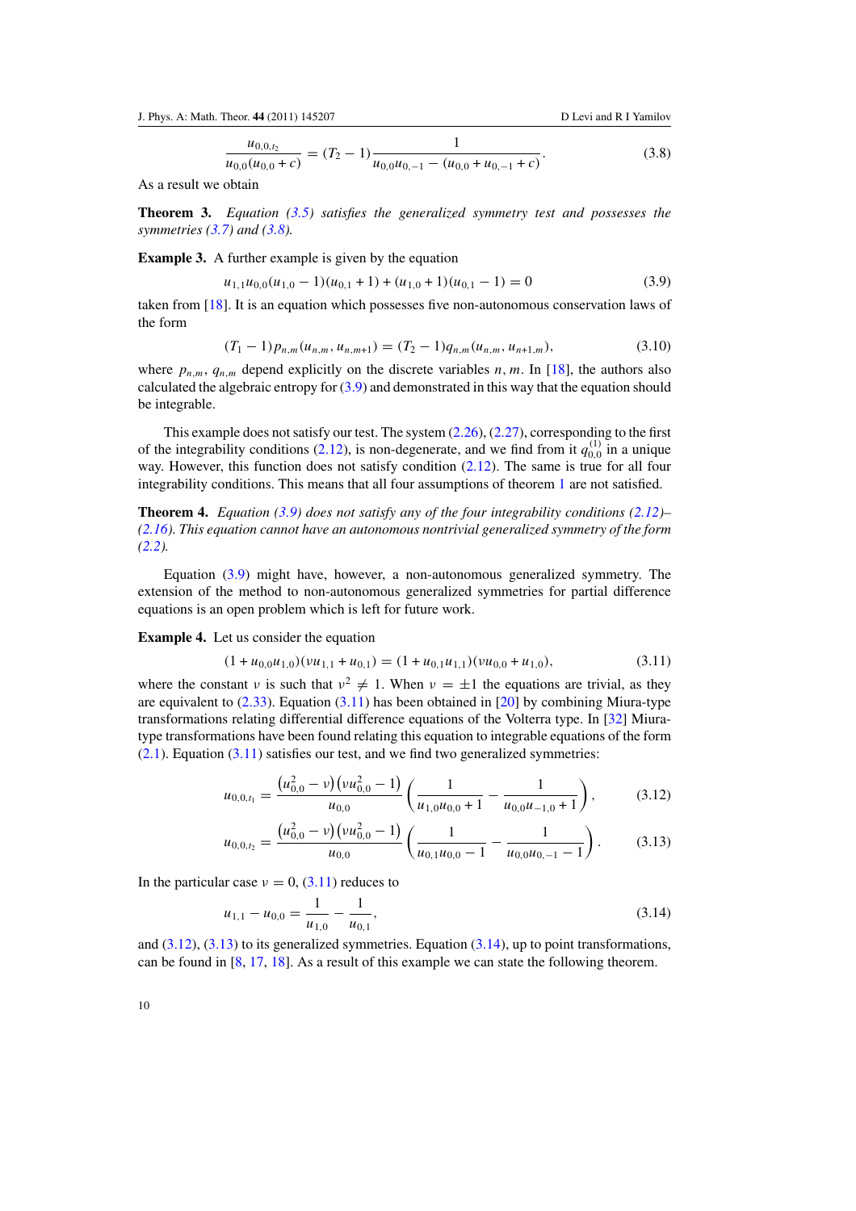$$\frac{u_{0,0,t_2}}{u_{0,0}(u_{0,0}+c)} = (T_2-1)\frac{1}{u_{0,0}u_{0,-1}-(u_{0,0}+u_{0,-1}+c)}. \tag{3.8}$$

As a result we obtain

**Theorem 3.** *Equation (3.5) satisfies the generalized symmetry test and possesses the symmetries (3.7) and (3.8).*

**Example 3.** A further example is given by the equation

$$u_{1,1}u_{0,0}(u_{1,0}-1)(u_{0,1}+1)+(u_{1,0}+1)(u_{0,1}-1)=0 \tag{3.9}$$

taken from [18]. It is an equation which possesses five non-autonomous conservation laws of the form

$$(T_1-1)p_{n,m}(u_{n,m},u_{n,m+1})=(T_2-1)q_{n,m}(u_{n,m},u_{n+1,m}), \tag{3.10}$$

where $p_{n,m}$, $q_{n,m}$ depend explicitly on the discrete variables $n, m$. In [18], the authors also calculated the algebraic entropy for (3.9) and demonstrated in this way that the equation should be integrable.

This example does not satisfy our test. The system (2.26), (2.27), corresponding to the first of the integrability conditions (2.12), is non-degenerate, and we find from it $q_{0,0}^{(1)}$ in a unique way. However, this function does not satisfy condition (2.12). The same is true for all four integrability conditions. This means that all four assumptions of theorem 1 are not satisfied.

**Theorem 4.** *Equation (3.9) does not satisfy any of the four integrability conditions (2.12)–(2.16). This equation cannot have an autonomous nontrivial generalized symmetry of the form (2.2).*

Equation (3.9) might have, however, a non-autonomous generalized symmetry. The extension of the method to non-autonomous generalized symmetries for partial difference equations is an open problem which is left for future work.

**Example 4.** Let us consider the equation

$$(1+u_{0,0}u_{1,0})(\nu u_{1,1}+u_{0,1})=(1+u_{0,1}u_{1,1})(\nu u_{0,0}+u_{1,0}), \tag{3.11}$$

where the constant $\nu$ is such that $\nu^2 \neq 1$. When $\nu=\pm 1$ the equations are trivial, as they are equivalent to (2.33). Equation (3.11) has been obtained in [20] by combining Miura-type transformations relating differential difference equations of the Volterra type. In [32] Miura-type transformations have been found relating this equation to integrable equations of the form (2.1). Equation (3.11) satisfies our test, and we find two generalized symmetries:

$$u_{0,0,t_1} = \frac{\left(u_{0,0}^2-\nu\right)\left(\nu u_{0,0}^2-1\right)}{u_{0,0}}\left(\frac{1}{u_{1,0}u_{0,0}+1}-\frac{1}{u_{0,0}u_{-1,0}+1}\right), \tag{3.12}$$

$$u_{0,0,t_2} = \frac{\left(u_{0,0}^2-\nu\right)\left(\nu u_{0,0}^2-1\right)}{u_{0,0}}\left(\frac{1}{u_{0,1}u_{0,0}-1}-\frac{1}{u_{0,0}u_{0,-1}-1}\right). \tag{3.13}$$

In the particular case $\nu=0$, (3.11) reduces to

$$u_{1,1}-u_{0,0}=\frac{1}{u_{1,0}}-\frac{1}{u_{0,1}}, \tag{3.14}$$

and (3.12), (3.13) to its generalized symmetries. Equation (3.14), up to point transformations, can be found in [8, 17, 18]. As a result of this example we can state the following theorem.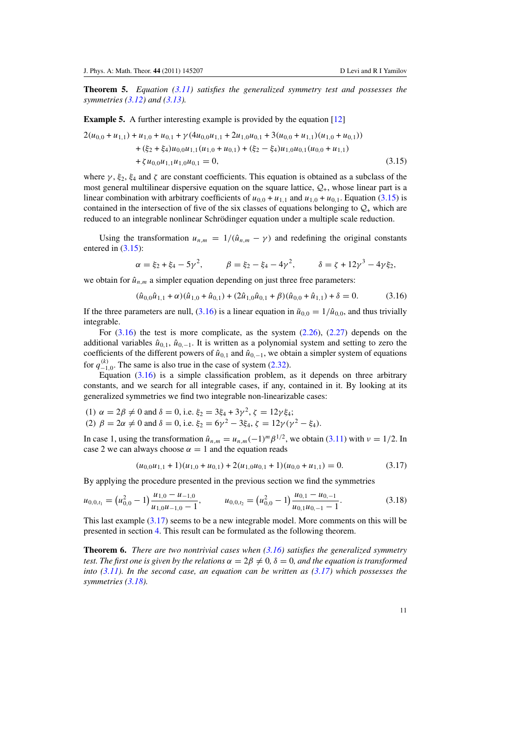**Theorem 5.** *Equation (3.11) satisfies the generalized symmetry test and possesses the symmetries (3.12) and (3.13).*

**Example 5.** A further interesting example is provided by the equation [12]

$$
\begin{aligned}
2(u_{0,0}+u_{1,1}) &+ u_{1,0}+u_{0,1}+\gamma(4u_{0,0}u_{1,1}+2u_{1,0}u_{0,1}+3(u_{0,0}+u_{1,1})(u_{1,0}+u_{0,1})) \\
&+(\xi_2+\xi_4)u_{0,0}u_{1,1}(u_{1,0}+u_{0,1})+(\xi_2-\xi_4)u_{1,0}u_{0,1}(u_{0,0}+u_{1,1}) \\
&+\zeta u_{0,0}u_{1,1}u_{1,0}u_{0,1}=0,
\end{aligned}
\tag{3.15}
$$

where $\gamma$, $\xi_2$, $\xi_4$ and $\zeta$ are constant coefficients. This equation is obtained as a subclass of the most general multilinear dispersive equation on the square lattice, $\mathcal{Q}_+$, whose linear part is a linear combination with arbitrary coefficients of $u_{0,0}+u_{1,1}$ and $u_{1,0}+u_{0,1}$. Equation (3.15) is contained in the intersection of five of the six classes of equations belonging to $\mathcal{Q}_+$ which are reduced to an integrable nonlinear Schrödinger equation under a multiple scale reduction.

Using the transformation $u_{n,m} = 1/(\hat{u}_{n,m}-\gamma)$ and redefining the original constants entered in (3.15):

$$
\alpha=\xi_2+\xi_4-5\gamma^2, \qquad \beta=\xi_2-\xi_4-4\gamma^2, \qquad \delta=\zeta+12\gamma^3-4\gamma\xi_2,
$$

we obtain for $\hat{u}_{n,m}$ a simpler equation depending on just three free parameters:

$$
(\hat{u}_{0,0}\hat{u}_{1,1}+\alpha)(\hat{u}_{1,0}+\hat{u}_{0,1})+(2\hat{u}_{1,0}\hat{u}_{0,1}+\beta)(\hat{u}_{0,0}+\hat{u}_{1,1})+\delta=0. \tag{3.16}
$$

If the three parameters are null, (3.16) is a linear equation in $\tilde{u}_{0,0}=1/\hat{u}_{0,0}$, and thus trivially integrable.

For (3.16) the test is more complicate, as the system (2.26), (2.27) depends on the additional variables $\hat{u}_{0,1}$, $\hat{u}_{0,-1}$. It is written as a polynomial system and setting to zero the coefficients of the different powers of $\hat{u}_{0,1}$ and $\hat{u}_{0,-1}$, we obtain a simpler system of equations for $q^{(k)}_{-1,0}$. The same is also true in the case of system (2.32).

Equation (3.16) is a simple classification problem, as it depends on three arbitrary constants, and we search for all integrable cases, if any, contained in it. By looking at its generalized symmetries we find two integrable non-linearizable cases:

(1) $\alpha=2\beta\neq 0$ and $\delta=0$, i.e. $\xi_2=3\xi_4+3\gamma^2$, $\zeta=12\gamma\xi_4$;
(2) $\beta=2\alpha\neq 0$ and $\delta=0$, i.e. $\xi_2=6\gamma^2-3\xi_4$, $\zeta=12\gamma(\gamma^2-\xi_4)$.

In case 1, using the transformation $\hat{u}_{n,m}=u_{n,m}(-1)^m\beta^{1/2}$, we obtain (3.11) with $\nu=1/2$. In case 2 we can always choose $\alpha=1$ and the equation reads

$$
(u_{0,0}u_{1,1}+1)(u_{1,0}+u_{0,1})+2(u_{1,0}u_{0,1}+1)(u_{0,0}+u_{1,1})=0. \tag{3.17}
$$

By applying the procedure presented in the previous section we find the symmetries

$$
u_{0,0,t_1}=\left(u_{0,0}^2-1\right)\frac{u_{1,0}-u_{-1,0}}{u_{1,0}u_{-1,0}-1}, \qquad u_{0,0,t_2}=\left(u_{0,0}^2-1\right)\frac{u_{0,1}-u_{0,-1}}{u_{0,1}u_{0,-1}-1}. \tag{3.18}
$$

This last example (3.17) seems to be a new integrable model. More comments on this will be presented in section 4. This result can be formulated as the following theorem.

**Theorem 6.** *There are two nontrivial cases when (3.16) satisfies the generalized symmetry test. The first one is given by the relations $\alpha=2\beta\neq 0$, $\delta=0$, and the equation is transformed into (3.11). In the second case, an equation can be written as (3.17) which possesses the symmetries (3.18).*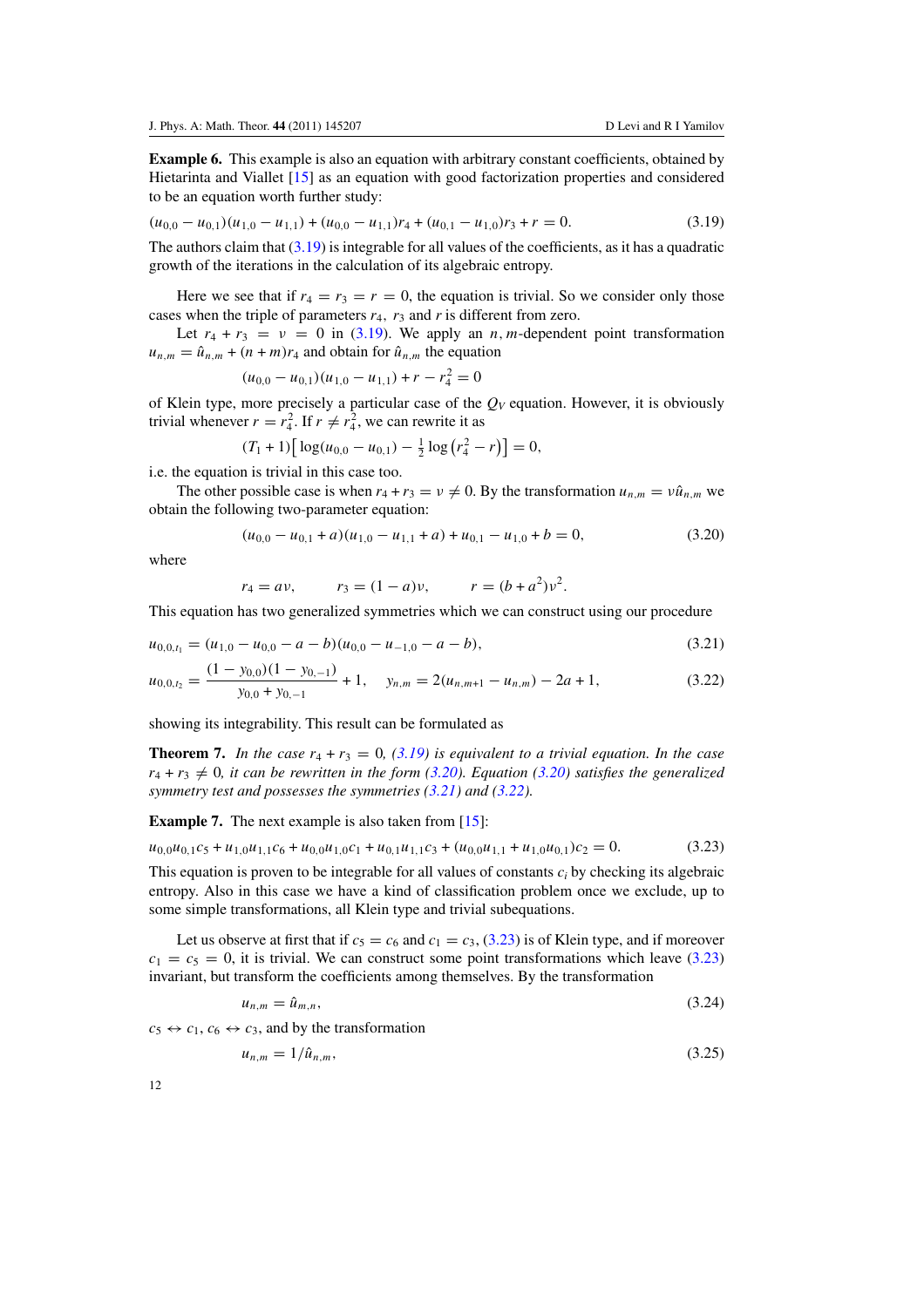**Example 6.** This example is also an equation with arbitrary constant coefficients, obtained by Hietarinta and Viallet [15] as an equation with good factorization properties and considered to be an equation worth further study:

$$(u_{0,0} - u_{0,1})(u_{1,0} - u_{1,1}) + (u_{0,0} - u_{1,1})r_4 + (u_{0,1} - u_{1,0})r_3 + r = 0. \tag{3.19}$$

The authors claim that (3.19) is integrable for all values of the coefficients, as it has a quadratic growth of the iterations in the calculation of its algebraic entropy.

Here we see that if $r_4 = r_3 = r = 0$, the equation is trivial. So we consider only those cases when the triple of parameters $r_4$, $r_3$ and $r$ is different from zero.

Let $r_4 + r_3 = \nu = 0$ in (3.19). We apply an $n, m$-dependent point transformation $u_{n,m} = \hat{u}_{n,m} + (n + m)r_4$ and obtain for $\hat{u}_{n,m}$ the equation

$$(u_{0,0} - u_{0,1})(u_{1,0} - u_{1,1}) + r - r_4^2 = 0$$

of Klein type, more precisely a particular case of the $Q_V$ equation. However, it is obviously trivial whenever $r = r_4^2$. If $r \neq r_4^2$, we can rewrite it as

$$(T_1 + 1)\left[\log(u_{0,0} - u_{0,1}) - \tfrac{1}{2}\log\left(r_4^2 - r\right)\right] = 0,$$

i.e. the equation is trivial in this case too.

The other possible case is when $r_4 + r_3 = \nu \neq 0$. By the transformation $u_{n,m} = \nu\hat{u}_{n,m}$ we obtain the following two-parameter equation:

$$(u_{0,0} - u_{0,1} + a)(u_{1,0} - u_{1,1} + a) + u_{0,1} - u_{1,0} + b = 0, \tag{3.20}$$

where

$$r_4 = a\nu, \qquad r_3 = (1 - a)\nu, \qquad r = (b + a^2)\nu^2.$$

This equation has two generalized symmetries which we can construct using our procedure

$$u_{0,0,t_1} = (u_{1,0} - u_{0,0} - a - b)(u_{0,0} - u_{-1,0} - a - b), \tag{3.21}$$

$$u_{0,0,t_2} = \frac{(1 - y_{0,0})(1 - y_{0,-1})}{y_{0,0} + y_{0,-1}} + 1, \qquad y_{n,m} = 2(u_{n,m+1} - u_{n,m}) - 2a + 1, \tag{3.22}$$

showing its integrability. This result can be formulated as

**Theorem 7.** *In the case $r_4 + r_3 = 0$, (3.19) is equivalent to a trivial equation. In the case $r_4 + r_3 \neq 0$, it can be rewritten in the form (3.20). Equation (3.20) satisfies the generalized symmetry test and possesses the symmetries (3.21) and (3.22).*

**Example 7.** The next example is also taken from [15]:

$$u_{0,0}u_{0,1}c_5 + u_{1,0}u_{1,1}c_6 + u_{0,0}u_{1,0}c_1 + u_{0,1}u_{1,1}c_3 + (u_{0,0}u_{1,1} + u_{1,0}u_{0,1})c_2 = 0. \tag{3.23}$$

This equation is proven to be integrable for all values of constants $c_i$ by checking its algebraic entropy. Also in this case we have a kind of classification problem once we exclude, up to some simple transformations, all Klein type and trivial subequations.

Let us observe at first that if $c_5 = c_6$ and $c_1 = c_3$, (3.23) is of Klein type, and if moreover $c_1 = c_5 = 0$, it is trivial. We can construct some point transformations which leave (3.23) invariant, but transform the coefficients among themselves. By the transformation

$$u_{n,m} = \hat{u}_{m,n}, \tag{3.24}$$

$c_5 \leftrightarrow c_1$, $c_6 \leftrightarrow c_3$, and by the transformation

$$u_{n,m} = 1/\hat{u}_{n,m}, \tag{3.25}$$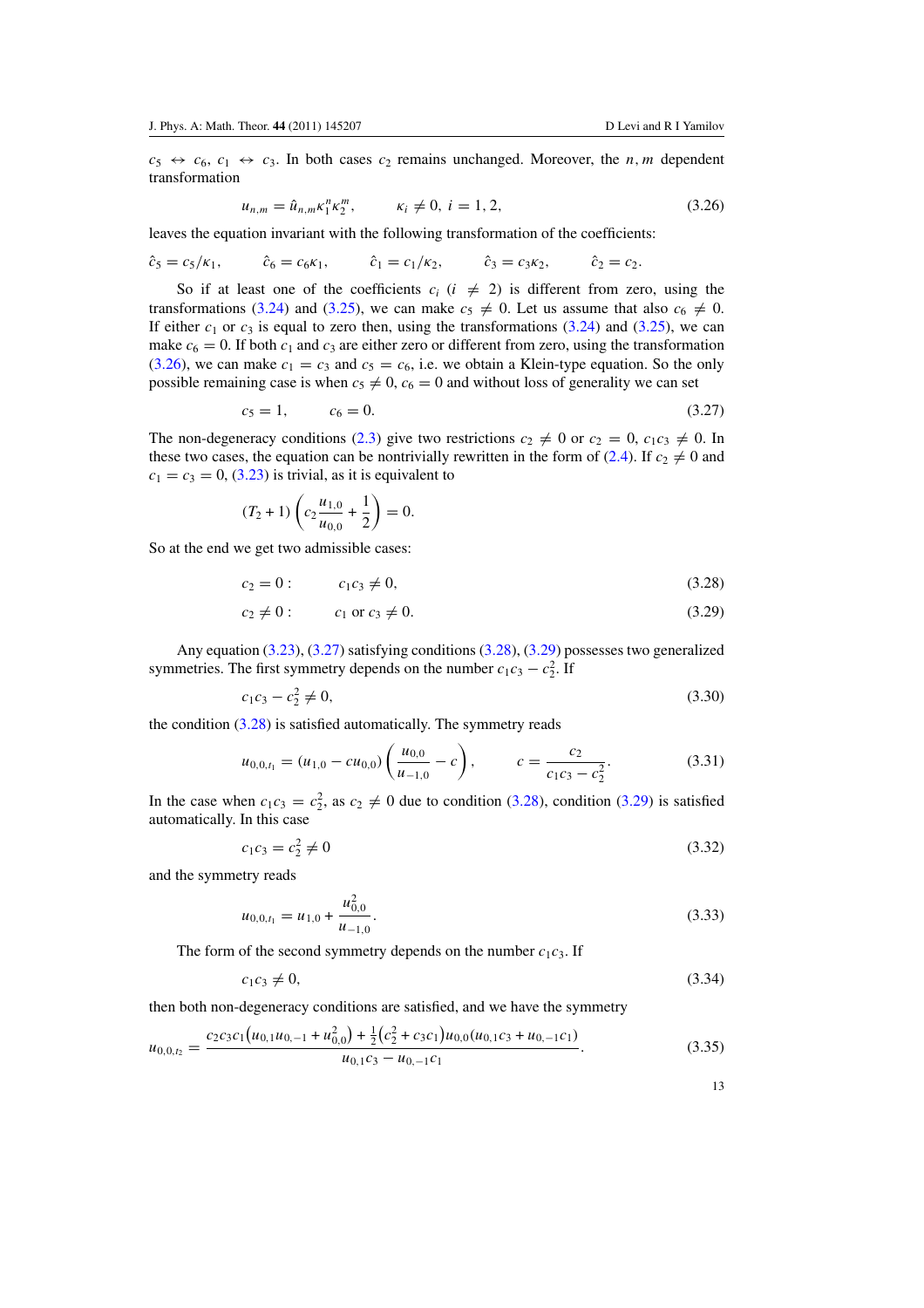$c_5 \leftrightarrow c_6$, $c_1 \leftrightarrow c_3$. In both cases $c_2$ remains unchanged. Moreover, the $n, m$ dependent transformation

$$u_{n,m} = \hat{u}_{n,m}\kappa_1^n\kappa_2^m, \qquad \kappa_i \neq 0,\ i = 1, 2, \tag{3.26}$$

leaves the equation invariant with the following transformation of the coefficients:

$$\hat{c}_5 = c_5/\kappa_1, \qquad \hat{c}_6 = c_6\kappa_1, \qquad \hat{c}_1 = c_1/\kappa_2, \qquad \hat{c}_3 = c_3\kappa_2, \qquad \hat{c}_2 = c_2.$$

So if at least one of the coefficients $c_i$ ($i \neq 2$) is different from zero, using the transformations (3.24) and (3.25), we can make $c_5 \neq 0$. Let us assume that also $c_6 \neq 0$. If either $c_1$ or $c_3$ is equal to zero then, using the transformations (3.24) and (3.25), we can make $c_6 = 0$. If both $c_1$ and $c_3$ are either zero or different from zero, using the transformation (3.26), we can make $c_1 = c_3$ and $c_5 = c_6$, i.e. we obtain a Klein-type equation. So the only possible remaining case is when $c_5 \neq 0$, $c_6 = 0$ and without loss of generality we can set

$$c_5 = 1, \qquad c_6 = 0. \tag{3.27}$$

The non-degeneracy conditions (2.3) give two restrictions $c_2 \neq 0$ or $c_2 = 0$, $c_1c_3 \neq 0$. In these two cases, the equation can be nontrivially rewritten in the form of (2.4). If $c_2 \neq 0$ and $c_1 = c_3 = 0$, (3.23) is trivial, as it is equivalent to

$$(T_2 + 1)\left(c_2\frac{u_{1,0}}{u_{0,0}} + \frac{1}{2}\right) = 0.$$

So at the end we get two admissible cases:

$$c_2 = 0: \qquad c_1c_3 \neq 0, \tag{3.28}$$

$$c_2 \neq 0: \qquad c_1 \text{ or } c_3 \neq 0. \tag{3.29}$$

Any equation (3.23), (3.27) satisfying conditions (3.28), (3.29) possesses two generalized symmetries. The first symmetry depends on the number $c_1c_3 - c_2^2$. If

$$c_1c_3 - c_2^2 \neq 0, \tag{3.30}$$

the condition (3.28) is satisfied automatically. The symmetry reads

$$u_{0,0,t_1} = (u_{1,0} - cu_{0,0})\left(\frac{u_{0,0}}{u_{-1,0}} - c\right), \qquad c = \frac{c_2}{c_1c_3 - c_2^2}. \tag{3.31}$$

In the case when $c_1c_3 = c_2^2$, as $c_2 \neq 0$ due to condition (3.28), condition (3.29) is satisfied automatically. In this case

$$c_1c_3 = c_2^2 \neq 0 \tag{3.32}$$

and the symmetry reads

$$u_{0,0,t_1} = u_{1,0} + \frac{u_{0,0}^2}{u_{-1,0}}. \tag{3.33}$$

The form of the second symmetry depends on the number $c_1c_3$. If

$$c_1c_3 \neq 0, \tag{3.34}$$

then both non-degeneracy conditions are satisfied, and we have the symmetry

$$u_{0,0,t_2} = \frac{c_2c_3c_1\left(u_{0,1}u_{0,-1} + u_{0,0}^2\right) + \frac{1}{2}\left(c_2^2 + c_3c_1\right)u_{0,0}(u_{0,1}c_3 + u_{0,-1}c_1)}{u_{0,1}c_3 - u_{0,-1}c_1}. \tag{3.35}$$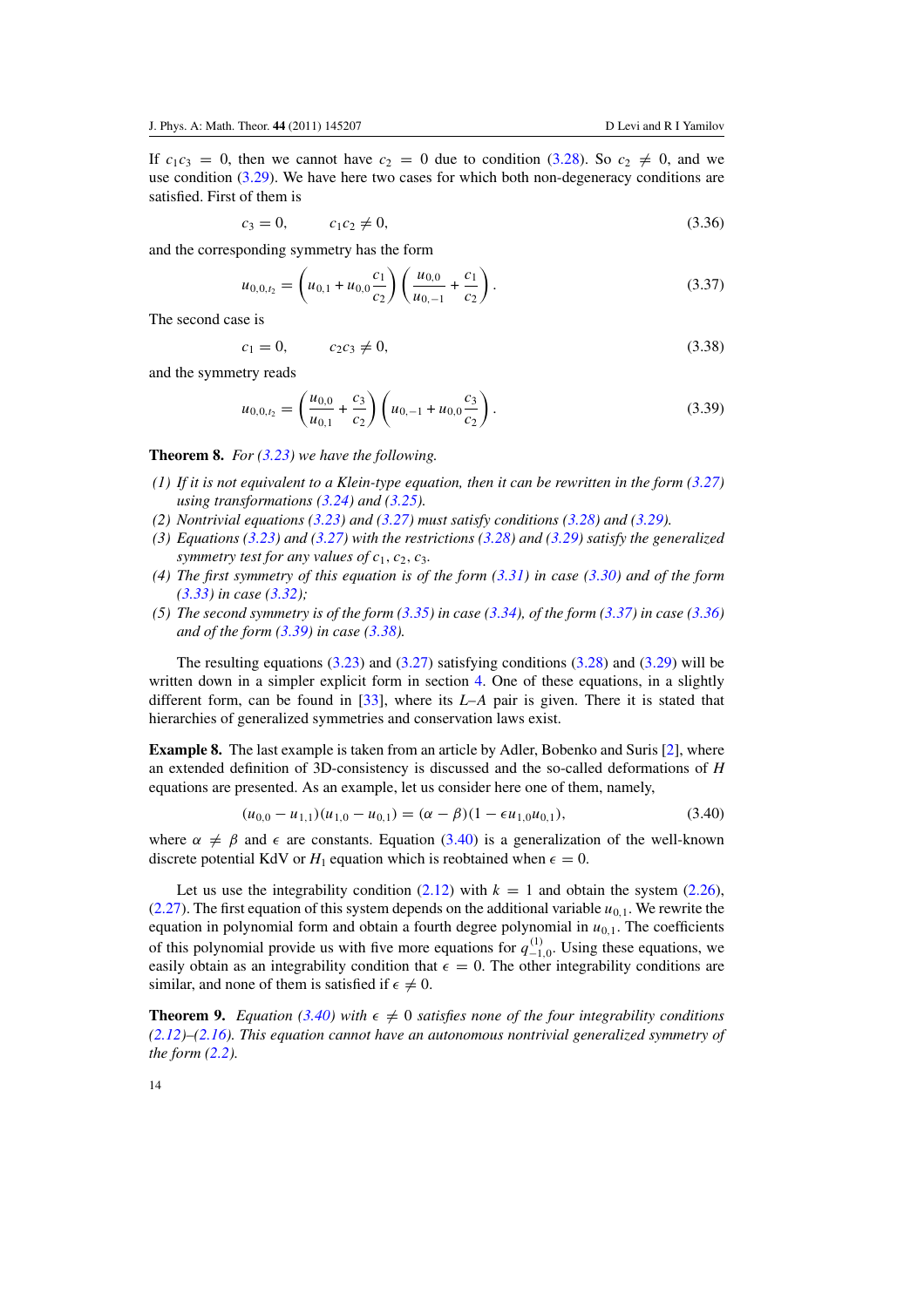If $c_1c_3 = 0$, then we cannot have $c_2 = 0$ due to condition (3.28). So $c_2 \neq 0$, and we use condition (3.29). We have here two cases for which both non-degeneracy conditions are satisfied. First of them is

$$c_3 = 0, \qquad c_1c_2 \neq 0, \tag{3.36}$$

and the corresponding symmetry has the form

$$u_{0,0,t_2} = \left(u_{0,1} + u_{0,0}\frac{c_1}{c_2}\right)\left(\frac{u_{0,0}}{u_{0,-1}} + \frac{c_1}{c_2}\right). \tag{3.37}$$

The second case is

$$c_1 = 0, \qquad c_2c_3 \neq 0, \tag{3.38}$$

and the symmetry reads

$$u_{0,0,t_2} = \left(\frac{u_{0,0}}{u_{0,1}} + \frac{c_3}{c_2}\right)\left(u_{0,-1} + u_{0,0}\frac{c_3}{c_2}\right). \tag{3.39}$$

**Theorem 8.** *For (3.23) we have the following.*

*(1) If it is not equivalent to a Klein-type equation, then it can be rewritten in the form (3.27) using transformations (3.24) and (3.25).*

*(2) Nontrivial equations (3.23) and (3.27) must satisfy conditions (3.28) and (3.29).*

*(3) Equations (3.23) and (3.27) with the restrictions (3.28) and (3.29) satisfy the generalized symmetry test for any values of $c_1$, $c_2$, $c_3$.*

*(4) The first symmetry of this equation is of the form (3.31) in case (3.30) and of the form (3.33) in case (3.32);*

*(5) The second symmetry is of the form (3.35) in case (3.34), of the form (3.37) in case (3.36) and of the form (3.39) in case (3.38).*

The resulting equations (3.23) and (3.27) satisfying conditions (3.28) and (3.29) will be written down in a simpler explicit form in section 4. One of these equations, in a slightly different form, can be found in [33], where its $L$–$A$ pair is given. There it is stated that hierarchies of generalized symmetries and conservation laws exist.

**Example 8.** The last example is taken from an article by Adler, Bobenko and Suris [2], where an extended definition of 3D-consistency is discussed and the so-called deformations of $H$ equations are presented. As an example, let us consider here one of them, namely,

$$(u_{0,0} - u_{1,1})(u_{1,0} - u_{0,1}) = (\alpha - \beta)(1 - \epsilon u_{1,0}u_{0,1}), \tag{3.40}$$

where $\alpha \neq \beta$ and $\epsilon$ are constants. Equation (3.40) is a generalization of the well-known discrete potential KdV or $H_1$ equation which is reobtained when $\epsilon = 0$.

Let us use the integrability condition (2.12) with $k = 1$ and obtain the system (2.26), (2.27). The first equation of this system depends on the additional variable $u_{0,1}$. We rewrite the equation in polynomial form and obtain a fourth degree polynomial in $u_{0,1}$. The coefficients of this polynomial provide us with five more equations for $q^{(1)}_{-1,0}$. Using these equations, we easily obtain as an integrability condition that $\epsilon = 0$. The other integrability conditions are similar, and none of them is satisfied if $\epsilon \neq 0$.

**Theorem 9.** *Equation (3.40) with $\epsilon \neq 0$ satisfies none of the four integrability conditions (2.12)–(2.16). This equation cannot have an autonomous nontrivial generalized symmetry of the form (2.2).*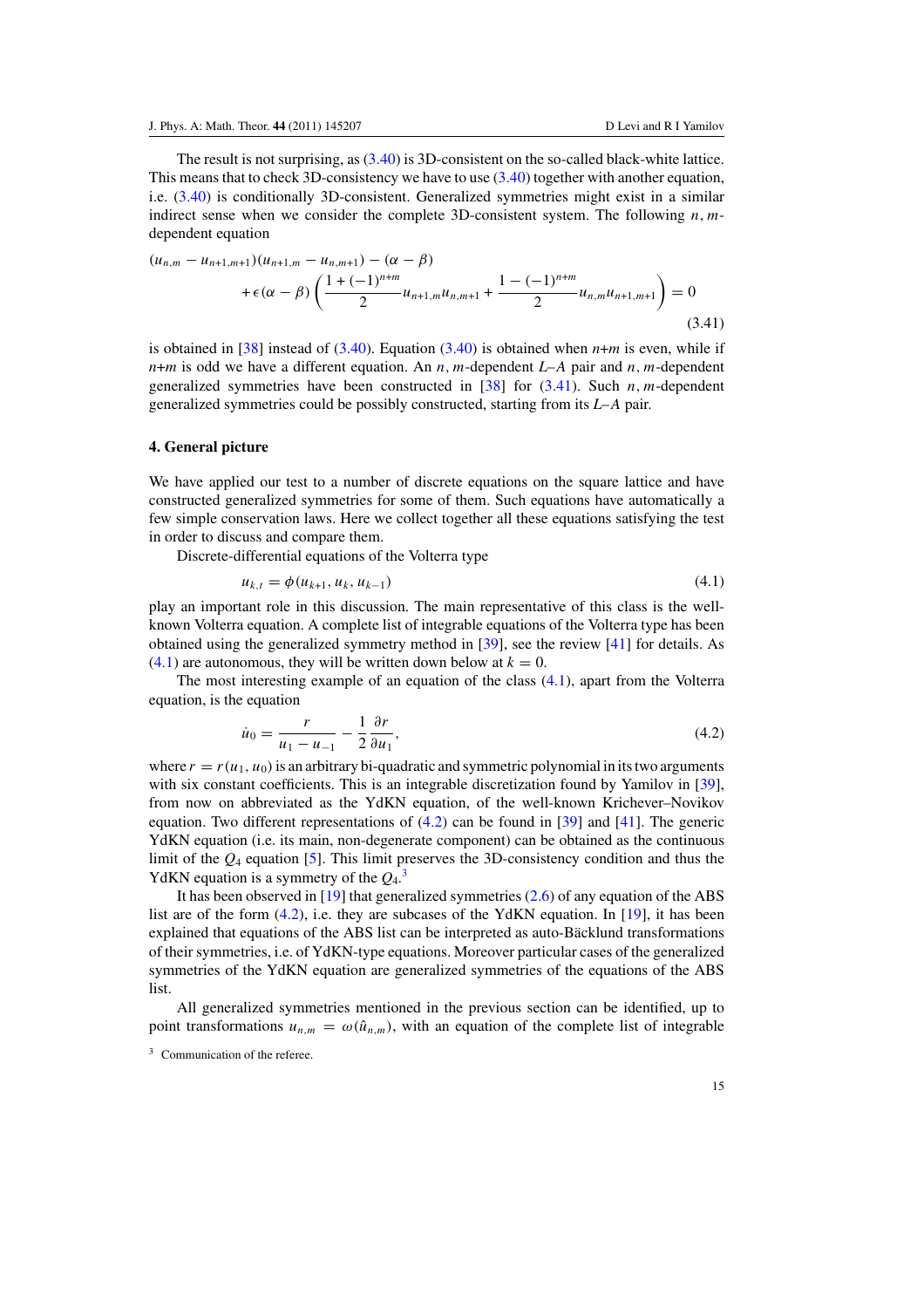The result is not surprising, as (3.40) is 3D-consistent on the so-called black-white lattice. This means that to check 3D-consistency we have to use (3.40) together with another equation, i.e. (3.40) is conditionally 3D-consistent. Generalized symmetries might exist in a similar indirect sense when we consider the complete 3D-consistent system. The following $n, m$-dependent equation

$$(u_{n,m} - u_{n+1,m+1})(u_{n+1,m} - u_{n,m+1}) - (\alpha - \beta) + \epsilon(\alpha - \beta)\left(\frac{1 + (-1)^{n+m}}{2} u_{n+1,m}u_{n,m+1} + \frac{1 - (-1)^{n+m}}{2} u_{n,m}u_{n+1,m+1}\right) = 0 \tag{3.41}$$

is obtained in [38] instead of (3.40). Equation (3.40) is obtained when $n$+$m$ is even, while if $n$+$m$ is odd we have a different equation. An $n, m$-dependent $L$–$A$ pair and $n, m$-dependent generalized symmetries have been constructed in [38] for (3.41). Such $n, m$-dependent generalized symmetries could be possibly constructed, starting from its $L$–$A$ pair.

## 4. General picture

We have applied our test to a number of discrete equations on the square lattice and have constructed generalized symmetries for some of them. Such equations have automatically a few simple conservation laws. Here we collect together all these equations satisfying the test in order to discuss and compare them.

Discrete-differential equations of the Volterra type

$$u_{k,t} = \phi(u_{k+1}, u_k, u_{k-1}) \tag{4.1}$$

play an important role in this discussion. The main representative of this class is the well-known Volterra equation. A complete list of integrable equations of the Volterra type has been obtained using the generalized symmetry method in [39], see the review [41] for details. As (4.1) are autonomous, they will be written down below at $k = 0$.

The most interesting example of an equation of the class (4.1), apart from the Volterra equation, is the equation

$$\dot{u}_0 = \frac{r}{u_1 - u_{-1}} - \frac{1}{2}\frac{\partial r}{\partial u_1}, \tag{4.2}$$

where $r = r(u_1, u_0)$ is an arbitrary bi-quadratic and symmetric polynomial in its two arguments with six constant coefficients. This is an integrable discretization found by Yamilov in [39], from now on abbreviated as the YdKN equation, of the well-known Krichever–Novikov equation. Two different representations of (4.2) can be found in [39] and [41]. The generic YdKN equation (i.e. its main, non-degenerate component) can be obtained as the continuous limit of the $Q_4$ equation [5]. This limit preserves the 3D-consistency condition and thus the YdKN equation is a symmetry of the $Q_4$.[3]

It has been observed in [19] that generalized symmetries (2.6) of any equation of the ABS list are of the form (4.2), i.e. they are subcases of the YdKN equation. In [19], it has been explained that equations of the ABS list can be interpreted as auto-Bäcklund transformations of their symmetries, i.e. of YdKN-type equations. Moreover particular cases of the generalized symmetries of the YdKN equation are generalized symmetries of the equations of the ABS list.

All generalized symmetries mentioned in the previous section can be identified, up to point transformations $u_{n,m} = \omega(\hat{u}_{n,m})$, with an equation of the complete list of integrable

[3] Communication of the referee.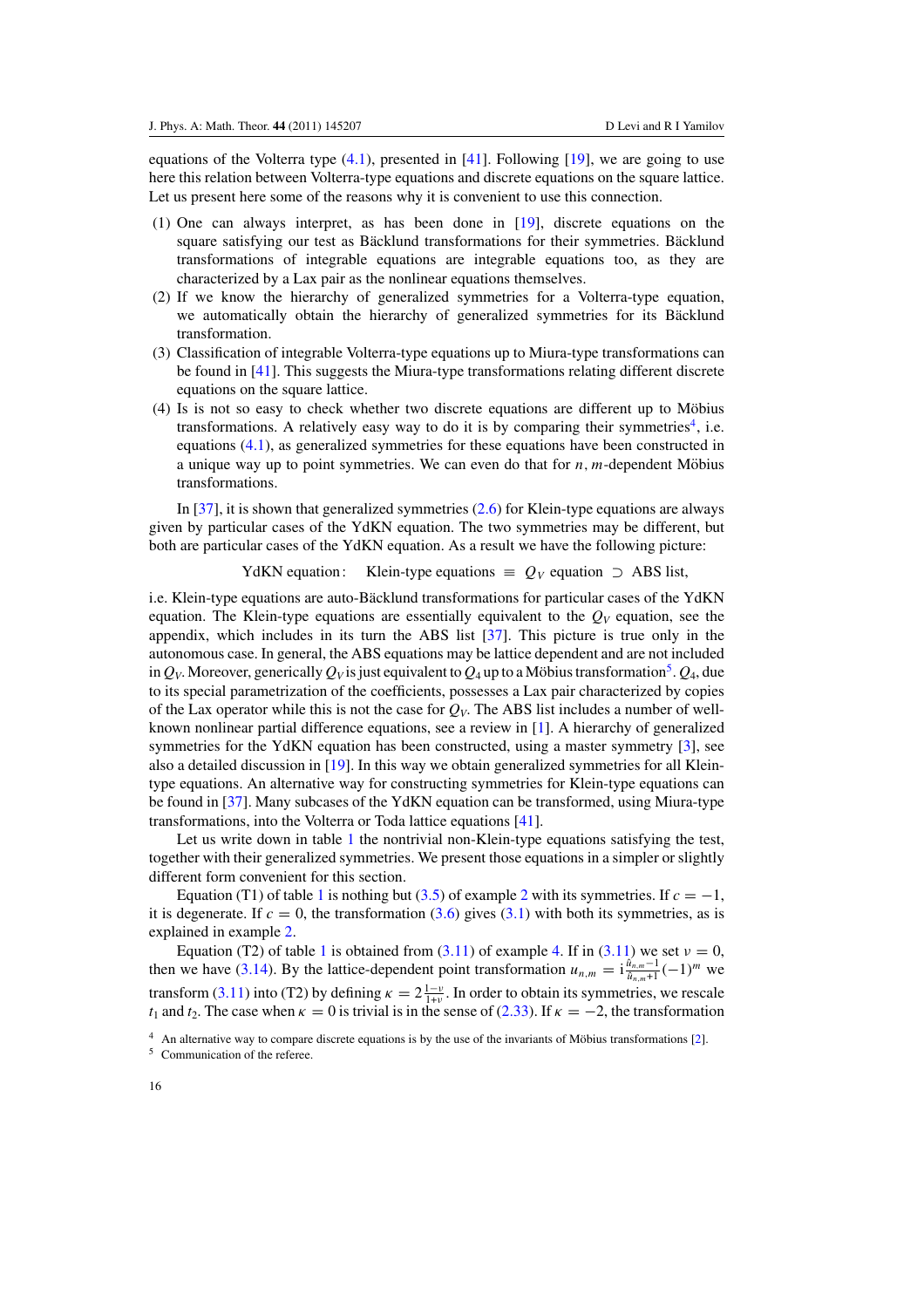equations of the Volterra type (4.1), presented in [41]. Following [19], we are going to use here this relation between Volterra-type equations and discrete equations on the square lattice. Let us present here some of the reasons why it is convenient to use this connection.

1. One can always interpret, as has been done in [19], discrete equations on the square satisfying our test as Bäcklund transformations for their symmetries. Bäcklund transformations of integrable equations are integrable equations too, as they are characterized by a Lax pair as the nonlinear equations themselves.
2. If we know the hierarchy of generalized symmetries for a Volterra-type equation, we automatically obtain the hierarchy of generalized symmetries for its Bäcklund transformation.
3. Classification of integrable Volterra-type equations up to Miura-type transformations can be found in [41]. This suggests the Miura-type transformations relating different discrete equations on the square lattice.
4. Is is not so easy to check whether two discrete equations are different up to Möbius transformations. A relatively easy way to do it is by comparing their symmetries[4], i.e. equations (4.1), as generalized symmetries for these equations have been constructed in a unique way up to point symmetries. We can even do that for $n, m$-dependent Möbius transformations.

In [37], it is shown that generalized symmetries (2.6) for Klein-type equations are always given by particular cases of the YdKN equation. The two symmetries may be different, but both are particular cases of the YdKN equation. As a result we have the following picture:

$$\text{YdKN equation:} \quad \text{Klein-type equations} \ \equiv \ Q_V \ \text{equation} \ \supset \ \text{ABS list},$$

i.e. Klein-type equations are auto-Bäcklund transformations for particular cases of the YdKN equation. The Klein-type equations are essentially equivalent to the $Q_V$ equation, see the appendix, which includes in its turn the ABS list [37]. This picture is true only in the autonomous case. In general, the ABS equations may be lattice dependent and are not included in $Q_V$. Moreover, generically $Q_V$ is just equivalent to $Q_4$ up to a Möbius transformation[5]. $Q_4$, due to its special parametrization of the coefficients, possesses a Lax pair characterized by copies of the Lax operator while this is not the case for $Q_V$. The ABS list includes a number of well-known nonlinear partial difference equations, see a review in [1]. A hierarchy of generalized symmetries for the YdKN equation has been constructed, using a master symmetry [3], see also a detailed discussion in [19]. In this way we obtain generalized symmetries for all Klein-type equations. An alternative way for constructing symmetries for Klein-type equations can be found in [37]. Many subcases of the YdKN equation can be transformed, using Miura-type transformations, into the Volterra or Toda lattice equations [41].

Let us write down in table 1 the nontrivial non-Klein-type equations satisfying the test, together with their generalized symmetries. We present those equations in a simpler or slightly different form convenient for this section.

Equation (T1) of table 1 is nothing but (3.5) of example 2 with its symmetries. If $c = -1$, it is degenerate. If $c = 0$, the transformation (3.6) gives (3.1) with both its symmetries, as is explained in example 2.

Equation (T2) of table 1 is obtained from (3.11) of example 4. If in (3.11) we set $\nu = 0$, then we have (3.14). By the lattice-dependent point transformation $u_{n,m} = \mathrm{i}\frac{\hat{u}_{n,m}-1}{\hat{u}_{n,m}+1}(-1)^m$ we transform (3.11) into (T2) by defining $\kappa = 2\frac{1-\nu}{1+\nu}$. In order to obtain its symmetries, we rescale $t_1$ and $t_2$. The case when $\kappa = 0$ is trivial is in the sense of (2.33). If $\kappa = -2$, the transformation

[4] An alternative way to compare discrete equations is by the use of the invariants of Möbius transformations [2].

[5] Communication of the referee.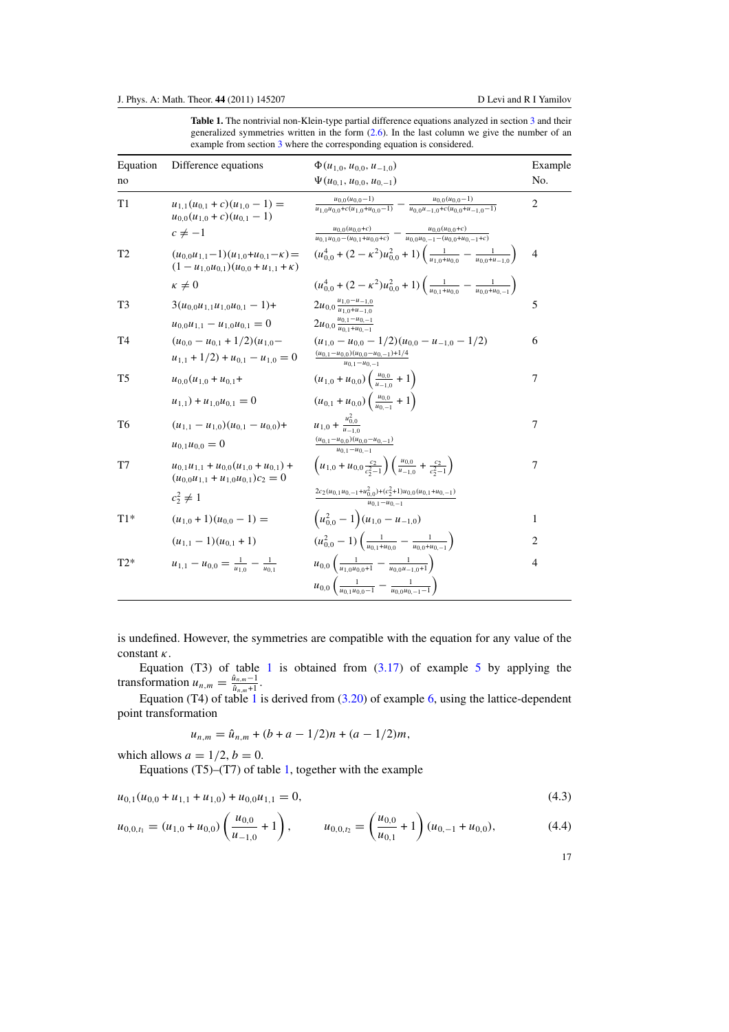**Table 1.** The nontrivial non-Klein-type partial difference equations analyzed in section 3 and their generalized symmetries written in the form (2.6). In the last column we give the number of an example from section 3 where the corresponding equation is considered.

| Equation no | Difference equations | $\Phi(u_{1,0}, u_{0,0}, u_{-1,0})$ <br> $\Psi(u_{0,1}, u_{0,0}, u_{0,-1})$ | Example No. |
|---|---|---|---|
| T1 | $u_{1,1}(u_{0,1}+c)(u_{1,0}-1) = u_{0,0}(u_{1,0}+c)(u_{0,1}-1)$ | $\frac{u_{0,0}(u_{0,0}-1)}{u_{1,0}u_{0,0}+c(u_{1,0}+u_{0,0}-1)} - \frac{u_{0,0}(u_{0,0}-1)}{u_{0,0}u_{-1,0}+c(u_{0,0}+u_{-1,0}-1)}$ | 2 |
| | $c \neq -1$ | $\frac{u_{0,0}(u_{0,0}+c)}{u_{0,1}u_{0,0}-(u_{0,1}+u_{0,0}+c)} - \frac{u_{0,0}(u_{0,0}+c)}{u_{0,0}u_{0,-1}-(u_{0,0}+u_{0,-1}+c)}$ | |
| T2 | $(u_{0,0}u_{1,1}-1)(u_{1,0}+u_{0,1}-\kappa) = (1-u_{1,0}u_{0,1})(u_{0,0}+u_{1,1}+\kappa)$ | $(u_{0,0}^4+(2-\kappa^2)u_{0,0}^2+1)\left(\frac{1}{u_{1,0}+u_{0,0}} - \frac{1}{u_{0,0}+u_{-1,0}}\right)$ | 4 |
| | $\kappa \neq 0$ | $(u_{0,0}^4+(2-\kappa^2)u_{0,0}^2+1)\left(\frac{1}{u_{0,1}+u_{0,0}} - \frac{1}{u_{0,0}+u_{0,-1}}\right)$ | |
| T3 | $3(u_{0,0}u_{1,1}u_{1,0}u_{0,1}-1)+$ | $2u_{0,0}\frac{u_{1,0}-u_{-1,0}}{u_{1,0}+u_{-1,0}}$ | 5 |
| | $u_{0,0}u_{1,1}-u_{1,0}u_{0,1}=0$ | $2u_{0,0}\frac{u_{0,1}-u_{0,-1}}{u_{0,1}+u_{0,-1}}$ | |
| T4 | $(u_{0,0}-u_{0,1}+1/2)(u_{1,0}-$ | $(u_{1,0}-u_{0,0}-1/2)(u_{0,0}-u_{-1,0}-1/2)$ | 6 |
| | $u_{1,1}+1/2)+u_{0,1}-u_{1,0}=0$ | $\frac{(u_{0,1}-u_{0,0})(u_{0,0}-u_{0,-1})+1/4}{u_{0,1}-u_{0,-1}}$ | |
| T5 | $u_{0,0}(u_{1,0}+u_{0,1}+$ | $(u_{1,0}+u_{0,0})\left(\frac{u_{0,0}}{u_{-1,0}}+1\right)$ | 7 |
| | $u_{1,1})+u_{1,0}u_{0,1}=0$ | $(u_{0,1}+u_{0,0})\left(\frac{u_{0,0}}{u_{0,-1}}+1\right)$ | |
| T6 | $(u_{1,1}-u_{1,0})(u_{0,1}-u_{0,0})+$ | $u_{1,0}+\frac{u_{0,0}^2}{u_{-1,0}}$ | 7 |
| | $u_{0,1}u_{0,0}=0$ | $\frac{(u_{0,1}-u_{0,0})(u_{0,0}-u_{0,-1})}{u_{0,1}-u_{0,-1}}$ | |
| T7 | $u_{0,1}u_{1,1}+u_{0,0}(u_{1,0}+u_{0,1})+(u_{0,0}u_{1,1}+u_{1,0}u_{0,1})c_2=0$ | $\left(u_{1,0}+u_{0,0}\frac{c_2}{c_2^2-1}\right)\left(\frac{u_{0,0}}{u_{-1,0}}+\frac{c_2}{c_2^2-1}\right)$ | 7 |
| | $c_2^2 \neq 1$ | $\frac{2c_2(u_{0,1}u_{0,-1}+u_{0,0}^2)+(c_2^2+1)u_{0,0}(u_{0,1}+u_{0,-1})}{u_{0,1}-u_{0,-1}}$ | |
| T1* | $(u_{1,0}+1)(u_{0,0}-1)=$ | $\left(u_{0,0}^2-1\right)(u_{1,0}-u_{-1,0})$ | 1 |
| | $(u_{1,1}-1)(u_{0,1}+1)$ | $(u_{0,0}^2-1)\left(\frac{1}{u_{0,1}+u_{0,0}} - \frac{1}{u_{0,0}+u_{0,-1}}\right)$ | 2 |
| T2* | $u_{1,1}-u_{0,0}=\frac{1}{u_{1,0}}-\frac{1}{u_{0,1}}$ | $u_{0,0}\left(\frac{1}{u_{1,0}u_{0,0}+1} - \frac{1}{u_{0,0}u_{-1,0}+1}\right)$ | 4 |
| | | $u_{0,0}\left(\frac{1}{u_{0,1}u_{0,0}-1} - \frac{1}{u_{0,0}u_{0,-1}-1}\right)$ | |

is undefined. However, the symmetries are compatible with the equation for any value of the constant $\kappa$.

Equation (T3) of table 1 is obtained from (3.17) of example 5 by applying the transformation $u_{n,m} = \frac{\hat{u}_{n,m}-1}{\hat{u}_{n,m}+1}$.

Equation (T4) of table 1 is derived from (3.20) of example 6, using the lattice-dependent point transformation

$$u_{n,m} = \hat{u}_{n,m} + (b + a - 1/2)n + (a - 1/2)m,$$

which allows $a = 1/2, b = 0$.

Equations (T5)–(T7) of table 1, together with the example

$$u_{0,1}(u_{0,0} + u_{1,1} + u_{1,0}) + u_{0,0}u_{1,1} = 0, \tag{4.3}$$

$$u_{0,0,t_1} = (u_{1,0} + u_{0,0})\left(\frac{u_{0,0}}{u_{-1,0}} + 1\right), \qquad u_{0,0,t_2} = \left(\frac{u_{0,0}}{u_{0,1}} + 1\right)(u_{0,-1} + u_{0,0}), \tag{4.4}$$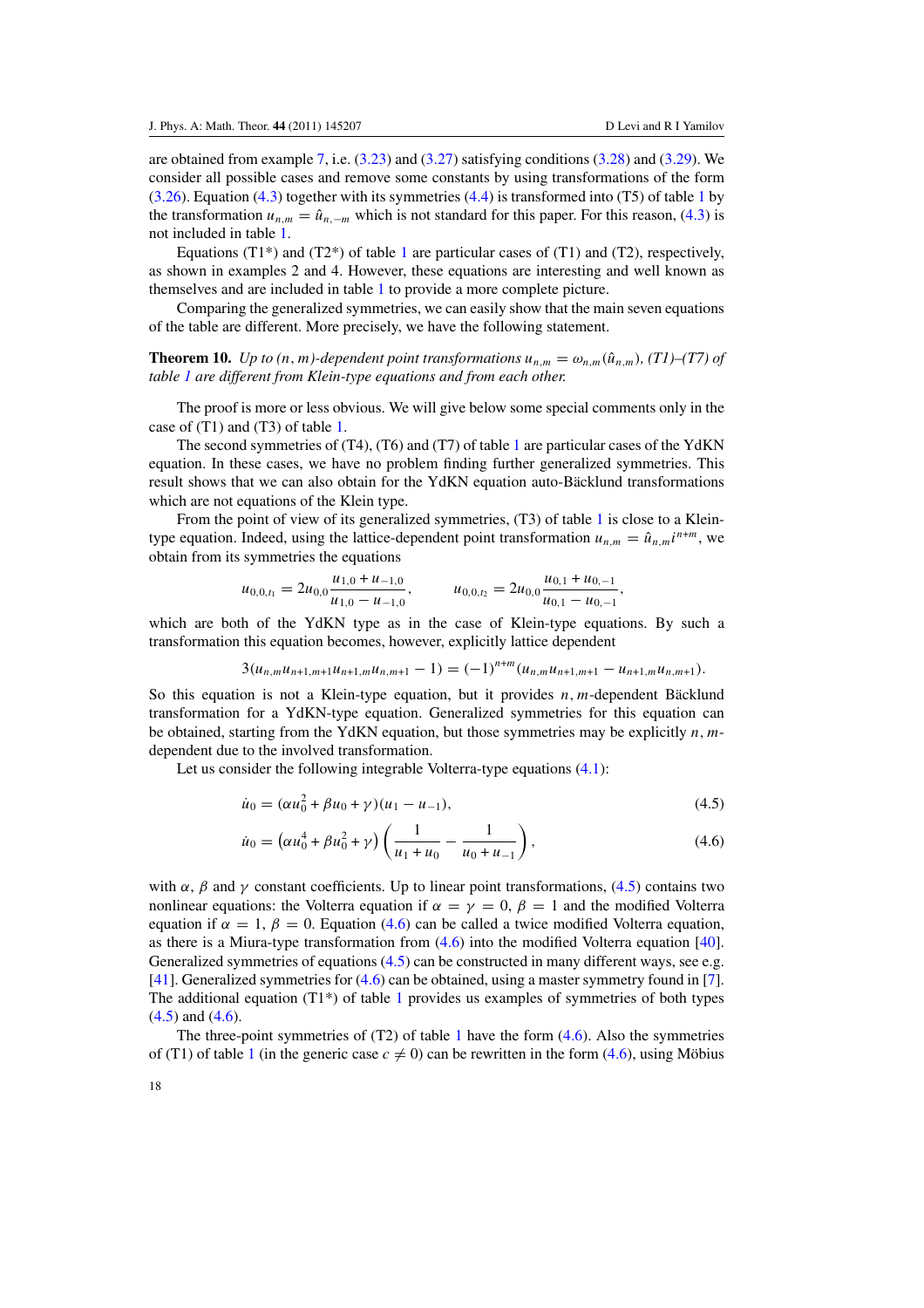are obtained from example 7, i.e. (3.23) and (3.27) satisfying conditions (3.28) and (3.29). We consider all possible cases and remove some constants by using transformations of the form (3.26). Equation (4.3) together with its symmetries (4.4) is transformed into (T5) of table 1 by the transformation $u_{n,m} = \hat{u}_{n,-m}$ which is not standard for this paper. For this reason, (4.3) is not included in table 1.

Equations (T1*) and (T2*) of table 1 are particular cases of (T1) and (T2), respectively, as shown in examples 2 and 4. However, these equations are interesting and well known as themselves and are included in table 1 to provide a more complete picture.

Comparing the generalized symmetries, we can easily show that the main seven equations of the table are different. More precisely, we have the following statement.

**Theorem 10.** *Up to $(n, m)$-dependent point transformations $u_{n,m} = \omega_{n,m}(\hat{u}_{n,m})$, (T1)–(T7) of table 1 are different from Klein-type equations and from each other.*

The proof is more or less obvious. We will give below some special comments only in the case of (T1) and (T3) of table 1.

The second symmetries of (T4), (T6) and (T7) of table 1 are particular cases of the YdKN equation. In these cases, we have no problem finding further generalized symmetries. This result shows that we can also obtain for the YdKN equation auto-Bäcklund transformations which are not equations of the Klein type.

From the point of view of its generalized symmetries, (T3) of table 1 is close to a Klein-type equation. Indeed, using the lattice-dependent point transformation $u_{n,m} = \hat{u}_{n,m} i^{n+m}$, we obtain from its symmetries the equations

$$u_{0,0,t_1} = 2u_{0,0}\frac{u_{1,0} + u_{-1,0}}{u_{1,0} - u_{-1,0}}, \qquad u_{0,0,t_2} = 2u_{0,0}\frac{u_{0,1} + u_{0,-1}}{u_{0,1} - u_{0,-1}},$$

which are both of the YdKN type as in the case of Klein-type equations. By such a transformation this equation becomes, however, explicitly lattice dependent

$$3(u_{n,m}u_{n+1,m+1}u_{n+1,m}u_{n,m+1} - 1) = (-1)^{n+m}(u_{n,m}u_{n+1,m+1} - u_{n+1,m}u_{n,m+1}).$$

So this equation is not a Klein-type equation, but it provides $n, m$-dependent Bäcklund transformation for a YdKN-type equation. Generalized symmetries for this equation can be obtained, starting from the YdKN equation, but those symmetries may be explicitly $n, m$-dependent due to the involved transformation.

Let us consider the following integrable Volterra-type equations (4.1):

$$\dot{u}_0 = (\alpha u_0^2 + \beta u_0 + \gamma)(u_1 - u_{-1}), \tag{4.5}$$

$$\dot{u}_0 = \left(\alpha u_0^4 + \beta u_0^2 + \gamma\right)\left(\frac{1}{u_1 + u_0} - \frac{1}{u_0 + u_{-1}}\right), \tag{4.6}$$

with $\alpha$, $\beta$ and $\gamma$ constant coefficients. Up to linear point transformations, (4.5) contains two nonlinear equations: the Volterra equation if $\alpha = \gamma = 0$, $\beta = 1$ and the modified Volterra equation if $\alpha = 1$, $\beta = 0$. Equation (4.6) can be called a twice modified Volterra equation, as there is a Miura-type transformation from (4.6) into the modified Volterra equation [40]. Generalized symmetries of equations (4.5) can be constructed in many different ways, see e.g. [41]. Generalized symmetries for (4.6) can be obtained, using a master symmetry found in [7]. The additional equation (T1*) of table 1 provides us examples of symmetries of both types (4.5) and (4.6).

The three-point symmetries of (T2) of table 1 have the form (4.6). Also the symmetries of (T1) of table 1 (in the generic case $c \neq 0$) can be rewritten in the form (4.6), using Möbius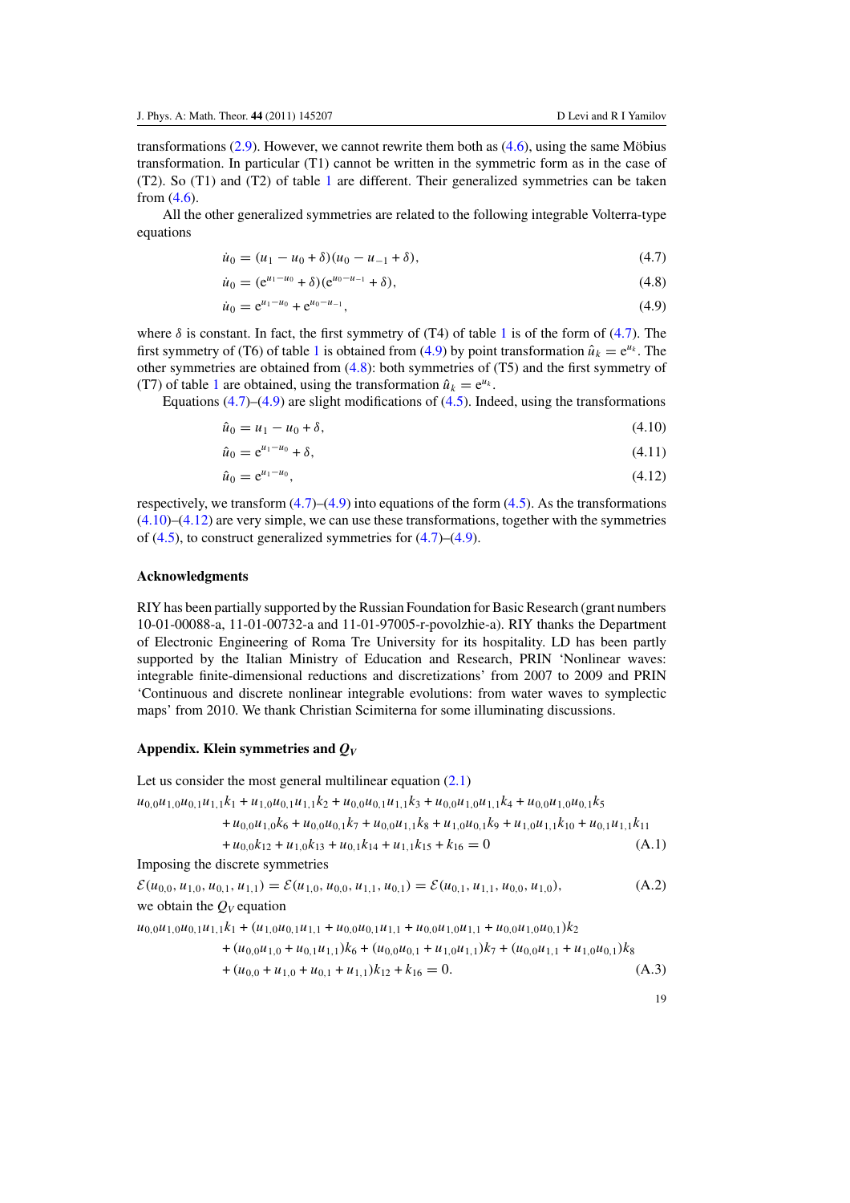transformations (2.9). However, we cannot rewrite them both as (4.6), using the same Möbius transformation. In particular (T1) cannot be written in the symmetric form as in the case of (T2). So (T1) and (T2) of table 1 are different. Their generalized symmetries can be taken from (4.6).

All the other generalized symmetries are related to the following integrable Volterra-type equations

$$\dot{u}_0 = (u_1 - u_0 + \delta)(u_0 - u_{-1} + \delta), \tag{4.7}$$

$$\dot{u}_0 = (e^{u_1 - u_0} + \delta)(e^{u_0 - u_{-1}} + \delta), \tag{4.8}$$

$$\dot{u}_0 = e^{u_1 - u_0} + e^{u_0 - u_{-1}}, \tag{4.9}$$

where $\delta$ is constant. In fact, the first symmetry of (T4) of table 1 is of the form of (4.7). The first symmetry of (T6) of table 1 is obtained from (4.9) by point transformation $\hat{u}_k = e^{u_k}$. The other symmetries are obtained from (4.8): both symmetries of (T5) and the first symmetry of (T7) of table 1 are obtained, using the transformation $\hat{u}_k = e^{u_k}$.

Equations (4.7)–(4.9) are slight modifications of (4.5). Indeed, using the transformations

$$\hat{u}_0 = u_1 - u_0 + \delta, \tag{4.10}$$

$$\hat{u}_0 = e^{u_1 - u_0} + \delta, \tag{4.11}$$

$$\hat{u}_0 = e^{u_1 - u_0}, \tag{4.12}$$

respectively, we transform (4.7)–(4.9) into equations of the form (4.5). As the transformations (4.10)–(4.12) are very simple, we can use these transformations, together with the symmetries of (4.5), to construct generalized symmetries for (4.7)–(4.9).

## Acknowledgments

RIY has been partially supported by the Russian Foundation for Basic Research (grant numbers 10-01-00088-a, 11-01-00732-a and 11-01-97005-r-povolzhie-a). RIY thanks the Department of Electronic Engineering of Roma Tre University for its hospitality. LD has been partly supported by the Italian Ministry of Education and Research, PRIN 'Nonlinear waves: integrable finite-dimensional reductions and discretizations' from 2007 to 2009 and PRIN 'Continuous and discrete nonlinear integrable evolutions: from water waves to symplectic maps' from 2010. We thank Christian Scimiterna for some illuminating discussions.

## Appendix. Klein symmetries and $Q_V$

Let us consider the most general multilinear equation (2.1)

$$\begin{aligned} &u_{0,0}u_{1,0}u_{0,1}u_{1,1}k_1 + u_{1,0}u_{0,1}u_{1,1}k_2 + u_{0,0}u_{0,1}u_{1,1}k_3 + u_{0,0}u_{1,0}u_{1,1}k_4 + u_{0,0}u_{1,0}u_{0,1}k_5 \\ &\quad + u_{0,0}u_{1,0}k_6 + u_{0,0}u_{0,1}k_7 + u_{0,0}u_{1,1}k_8 + u_{1,0}u_{0,1}k_9 + u_{1,0}u_{1,1}k_{10} + u_{0,1}u_{1,1}k_{11} \\ &\quad + u_{0,0}k_{12} + u_{1,0}k_{13} + u_{0,1}k_{14} + u_{1,1}k_{15} + k_{16} = 0 \end{aligned} \tag{A.1}$$

Imposing the discrete symmetries

$$\mathcal{E}(u_{0,0}, u_{1,0}, u_{0,1}, u_{1,1}) = \mathcal{E}(u_{1,0}, u_{0,0}, u_{1,1}, u_{0,1}) = \mathcal{E}(u_{0,1}, u_{1,1}, u_{0,0}, u_{1,0}), \tag{A.2}$$

we obtain the $Q_V$ equation

$$\begin{aligned} &u_{0,0}u_{1,0}u_{0,1}u_{1,1}k_1 + (u_{1,0}u_{0,1}u_{1,1} + u_{0,0}u_{0,1}u_{1,1} + u_{0,0}u_{1,0}u_{1,1} + u_{0,0}u_{1,0}u_{0,1})k_2 \\ &\quad + (u_{0,0}u_{1,0} + u_{0,1}u_{1,1})k_6 + (u_{0,0}u_{0,1} + u_{1,0}u_{1,1})k_7 + (u_{0,0}u_{1,1} + u_{1,0}u_{0,1})k_8 \\ &\quad + (u_{0,0} + u_{1,0} + u_{0,1} + u_{1,1})k_{12} + k_{16} = 0. \end{aligned} \tag{A.3}$$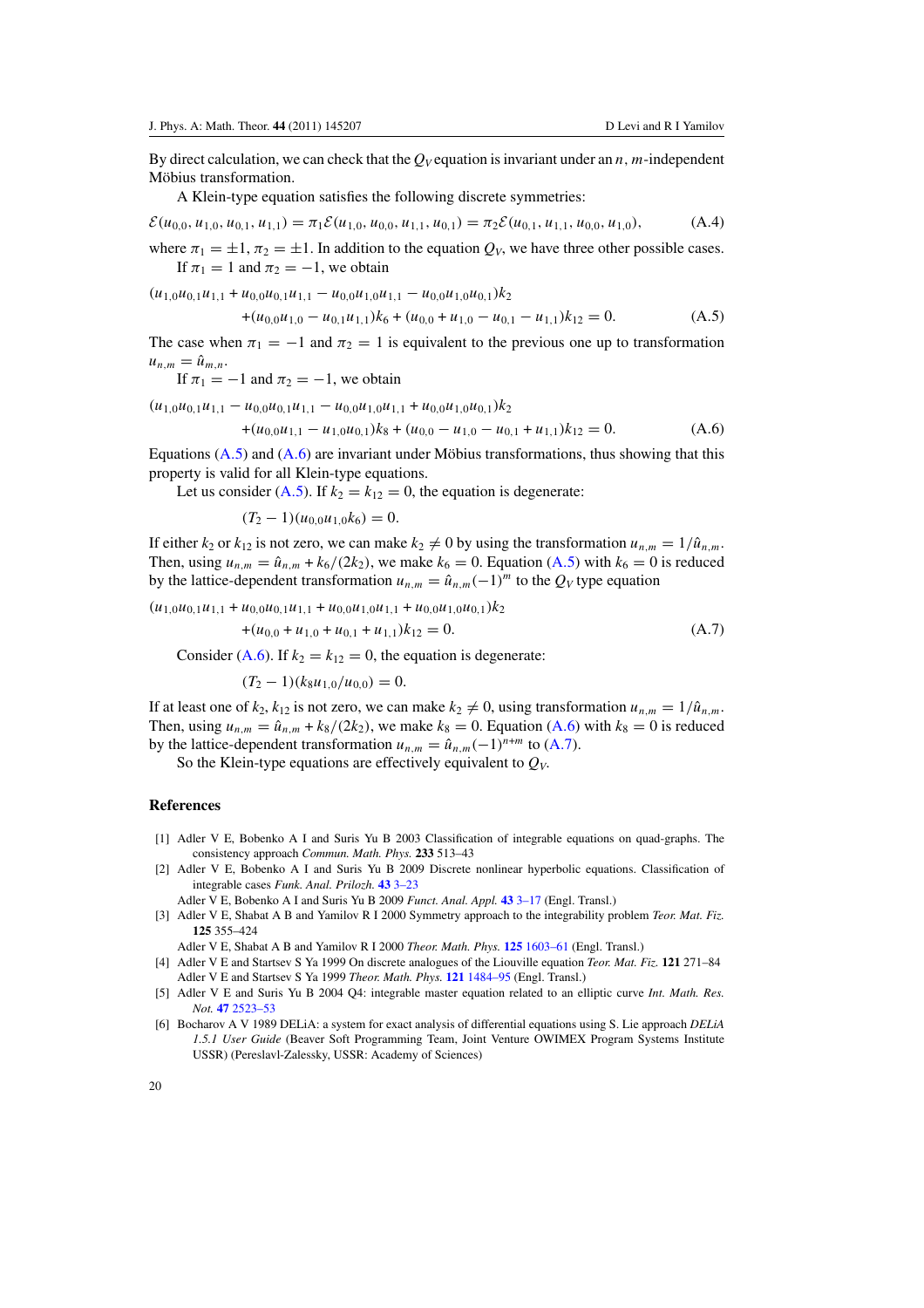By direct calculation, we can check that the $Q_V$ equation is invariant under an $n$, $m$-independent Möbius transformation.

A Klein-type equation satisfies the following discrete symmetries:

$$\mathcal{E}(u_{0,0}, u_{1,0}, u_{0,1}, u_{1,1}) = \pi_1 \mathcal{E}(u_{1,0}, u_{0,0}, u_{1,1}, u_{0,1}) = \pi_2 \mathcal{E}(u_{0,1}, u_{1,1}, u_{0,0}, u_{1,0}), \tag{A.4}$$

where $\pi_1 = \pm 1$, $\pi_2 = \pm 1$. In addition to the equation $Q_V$, we have three other possible cases.

If $\pi_1 = 1$ and $\pi_2 = -1$, we obtain

$$(u_{1,0}u_{0,1}u_{1,1} + u_{0,0}u_{0,1}u_{1,1} - u_{0,0}u_{1,0}u_{1,1} - u_{0,0}u_{1,0}u_{0,1})k_2 \\ +(u_{0,0}u_{1,0} - u_{0,1}u_{1,1})k_6 + (u_{0,0} + u_{1,0} - u_{0,1} - u_{1,1})k_{12} = 0. \tag{A.5}$$

The case when $\pi_1 = -1$ and $\pi_2 = 1$ is equivalent to the previous one up to transformation $u_{n,m} = \hat{u}_{m,n}$.

If $\pi_1 = -1$ and $\pi_2 = -1$, we obtain

$$(u_{1,0}u_{0,1}u_{1,1} - u_{0,0}u_{0,1}u_{1,1} - u_{0,0}u_{1,0}u_{1,1} + u_{0,0}u_{1,0}u_{0,1})k_2 \\ +(u_{0,0}u_{1,1} - u_{1,0}u_{0,1})k_8 + (u_{0,0} - u_{1,0} - u_{0,1} + u_{1,1})k_{12} = 0. \tag{A.6}$$

Equations (A.5) and (A.6) are invariant under Möbius transformations, thus showing that this property is valid for all Klein-type equations.

Let us consider (A.5). If $k_2 = k_{12} = 0$, the equation is degenerate:

$$(T_2 - 1)(u_{0,0}u_{1,0}k_6) = 0.$$

If either $k_2$ or $k_{12}$ is not zero, we can make $k_2 \neq 0$ by using the transformation $u_{n,m} = 1/\hat{u}_{n,m}$. Then, using $u_{n,m} = \hat{u}_{n,m} + k_6/(2k_2)$, we make $k_6 = 0$. Equation (A.5) with $k_6 = 0$ is reduced by the lattice-dependent transformation $u_{n,m} = \hat{u}_{n,m}(-1)^m$ to the $Q_V$ type equation

$$(u_{1,0}u_{0,1}u_{1,1} + u_{0,0}u_{0,1}u_{1,1} + u_{0,0}u_{1,0}u_{1,1} + u_{0,0}u_{1,0}u_{0,1})k_2 \\ +(u_{0,0} + u_{1,0} + u_{0,1} + u_{1,1})k_{12} = 0. \tag{A.7}$$

Consider (A.6). If $k_2 = k_{12} = 0$, the equation is degenerate:

$$(T_2 - 1)(k_8 u_{1,0}/u_{0,0}) = 0.$$

If at least one of $k_2$, $k_{12}$ is not zero, we can make $k_2 \neq 0$, using transformation $u_{n,m} = 1/\hat{u}_{n,m}$. Then, using $u_{n,m} = \hat{u}_{n,m} + k_8/(2k_2)$, we make $k_8 = 0$. Equation (A.6) with $k_8 = 0$ is reduced by the lattice-dependent transformation $u_{n,m} = \hat{u}_{n,m}(-1)^{n+m}$ to (A.7).

So the Klein-type equations are effectively equivalent to $Q_V$.

## References

[1] Adler V E, Bobenko A I and Suris Yu B 2003 Classification of integrable equations on quad-graphs. The consistency approach *Commun. Math. Phys.* **233** 513–43

[2] Adler V E, Bobenko A I and Suris Yu B 2009 Discrete nonlinear hyperbolic equations. Classification of integrable cases *Funk. Anal. Prilozh.* **43** 3–23
Adler V E, Bobenko A I and Suris Yu B 2009 *Funct. Anal. Appl.* **43** 3–17 (Engl. Transl.)

[3] Adler V E, Shabat A B and Yamilov R I 2000 Symmetry approach to the integrability problem *Teor. Mat. Fiz.* **125** 355–424
Adler V E, Shabat A B and Yamilov R I 2000 *Theor. Math. Phys.* **125** 1603–61 (Engl. Transl.)

[4] Adler V E and Startsev S Ya 1999 On discrete analogues of the Liouville equation *Teor. Mat. Fiz.* **121** 271–84
Adler V E and Startsev S Ya 1999 *Theor. Math. Phys.* **121** 1484–95 (Engl. Transl.)

[5] Adler V E and Suris Yu B 2004 Q4: integrable master equation related to an elliptic curve *Int. Math. Res. Not.* **47** 2523–53

[6] Bocharov A V 1989 DELiA: a system for exact analysis of differential equations using S. Lie approach *DELiA 1.5.1 User Guide* (Beaver Soft Programming Team, Joint Venture OWIMEX Program Systems Institute USSR) (Pereslavl-Zalessky, USSR: Academy of Sciences)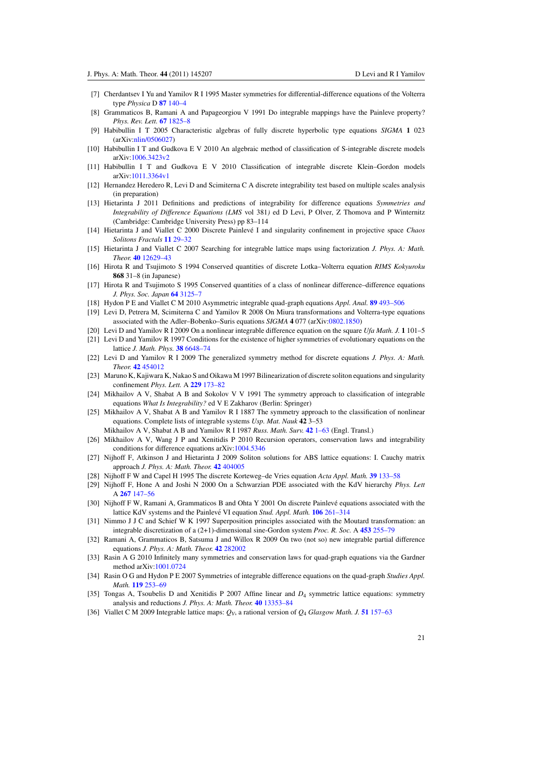[7] Cherdantsev I Yu and Yamilov R I 1995 Master symmetries for differential-difference equations of the Volterra type *Physica* D **87** 140–4

[8] Grammaticos B, Ramani A and Papageorgiou V 1991 Do integrable mappings have the Painleve property? *Phys. Rev. Lett.* **67** 1825–8

[9] Habibullin I T 2005 Characteristic algebras of fully discrete hyperbolic type equations *SIGMA* **1** 023 (arXiv:nlin/0506027)

[10] Habibullin I T and Gudkova E V 2010 An algebraic method of classification of S-integrable discrete models arXiv:1006.3423v2

[11] Habibullin I T and Gudkova E V 2010 Classification of integrable discrete Klein–Gordon models arXiv:1011.3364v1

[12] Hernandez Heredero R, Levi D and Scimiterna C A discrete integrability test based on multiple scales analysis (in preparation)

[13] Hietarinta J 2011 Definitions and predictions of integrability for difference equations *Symmetries and Integrability of Difference Equations (LMS* vol 381*)* ed D Levi, P Olver, Z Thomova and P Winternitz (Cambridge: Cambridge University Press) pp 83–114

[14] Hietarinta J and Viallet C 2000 Discrete Painlevé I and singularity confinement in projective space *Chaos Solitons Fractals* **11** 29–32

[15] Hietarinta J and Viallet C 2007 Searching for integrable lattice maps using factorization *J. Phys. A: Math. Theor.* **40** 12629–43

[16] Hirota R and Tsujimoto S 1994 Conserved quantities of discrete Lotka–Volterra equation *RIMS Kokyuroku* **868** 31–8 (in Japanese)

[17] Hirota R and Tsujimoto S 1995 Conserved quantities of a class of nonlinear difference–difference equations *J. Phys. Soc. Japan* **64** 3125–7

[18] Hydon P E and Viallet C M 2010 Asymmetric integrable quad-graph equations *Appl. Anal.* **89** 493–506

[19] Levi D, Petrera M, Scimiterna C and Yamilov R 2008 On Miura transformations and Volterra-type equations associated with the Adler–Bobenko–Suris equations *SIGMA* **4** 077 (arXiv:0802.1850)

[20] Levi D and Yamilov R I 2009 On a nonlinear integrable difference equation on the square *Ufa Math. J.* **1** 101–5

[21] Levi D and Yamilov R 1997 Conditions for the existence of higher symmetries of evolutionary equations on the lattice *J. Math. Phys.* **38** 6648–74

[22] Levi D and Yamilov R I 2009 The generalized symmetry method for discrete equations *J. Phys. A: Math. Theor.* **42** 454012

[23] Maruno K, Kajiwara K, Nakao S and Oikawa M 1997 Bilinearization of discrete soliton equations and singularity confinement *Phys. Lett.* A **229** 173–82

[24] Mikhailov A V, Shabat A B and Sokolov V V 1991 The symmetry approach to classification of integrable equations *What Is Integrability?* ed V E Zakharov (Berlin: Springer)

[25] Mikhailov A V, Shabat A B and Yamilov R I 1887 The symmetry approach to the classification of nonlinear equations. Complete lists of integrable systems *Usp. Mat. Nauk* **42** 3–53
Mikhailov A V, Shabat A B and Yamilov R I 1987 *Russ. Math. Surv.* **42** 1–63 (Engl. Transl.)

[26] Mikhailov A V, Wang J P and Xenitidis P 2010 Recursion operators, conservation laws and integrability conditions for difference equations arXiv:1004.5346

[27] Nijhoff F, Atkinson J and Hietarinta J 2009 Soliton solutions for ABS lattice equations: I. Cauchy matrix approach *J. Phys. A: Math. Theor.* **42** 404005

[28] Nijhoff F W and Capel H 1995 The discrete Korteweg–de Vries equation *Acta Appl. Math.* **39** 133–58

[29] Nijhoff F, Hone A and Joshi N 2000 On a Schwarzian PDE associated with the KdV hierarchy *Phys. Lett* A **267** 147–56

[30] Nijhoff F W, Ramani A, Grammaticos B and Ohta Y 2001 On discrete Painlevé equations associated with the lattice KdV systems and the Painlevé VI equation *Stud. Appl. Math.* **106** 261–314

[31] Nimmo J J C and Schief W K 1997 Superposition principles associated with the Moutard transformation: an integrable discretization of a (2+1)-dimensional sine-Gordon system *Proc. R. Soc.* A **453** 255–79

[32] Ramani A, Grammaticos B, Satsuma J and Willox R 2009 On two (not so) new integrable partial difference equations *J. Phys. A: Math. Theor.* **42** 282002

[33] Rasin A G 2010 Infinitely many symmetries and conservation laws for quad-graph equations via the Gardner method arXiv:1001.0724

[34] Rasin O G and Hydon P E 2007 Symmetries of integrable difference equations on the quad-graph *Studies Appl. Math.* **119** 253–69

[35] Tongas A, Tsoubelis D and Xenitidis P 2007 Affine linear and $D_4$ symmetric lattice equations: symmetry analysis and reductions *J. Phys. A: Math. Theor.* **40** 13353–84

[36] Viallet C M 2009 Integrable lattice maps: $Q_V$, a rational version of $Q_4$ *Glasgow Math. J.* **51** 157–63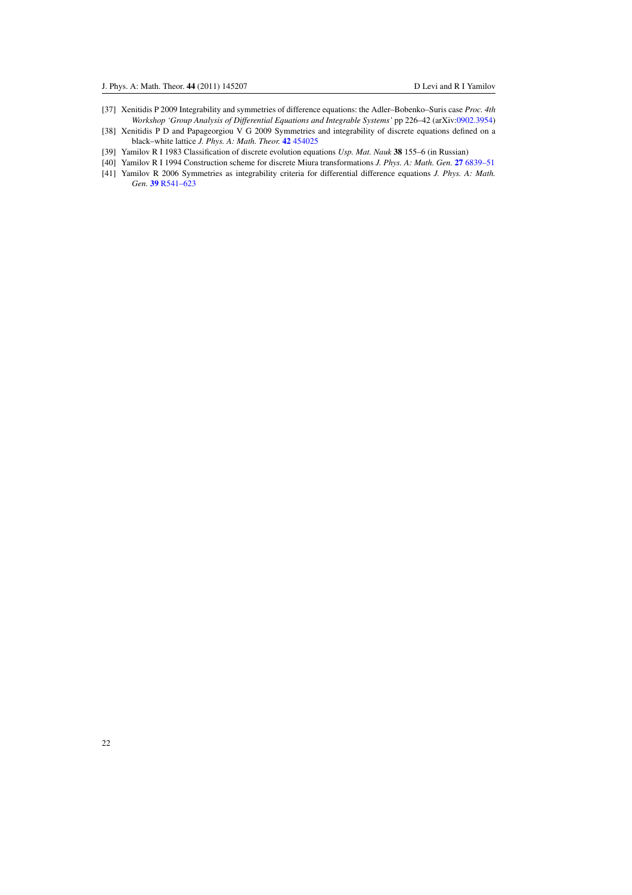[37] Xenitidis P 2009 Integrability and symmetries of difference equations: the Adler–Bobenko–Suris case *Proc. 4th Workshop 'Group Analysis of Differential Equations and Integrable Systems'* pp 226–42 (arXiv:0902.3954)

[38] Xenitidis P D and Papageorgiou V G 2009 Symmetries and integrability of discrete equations defined on a black–white lattice *J. Phys. A: Math. Theor.* **42** 454025

[39] Yamilov R I 1983 Classification of discrete evolution equations *Usp. Mat. Nauk* **38** 155–6 (in Russian)

[40] Yamilov R I 1994 Construction scheme for discrete Miura transformations *J. Phys. A: Math. Gen.* **27** 6839–51

[41] Yamilov R 2006 Symmetries as integrability criteria for differential difference equations *J. Phys. A: Math. Gen.* **39** R541–623